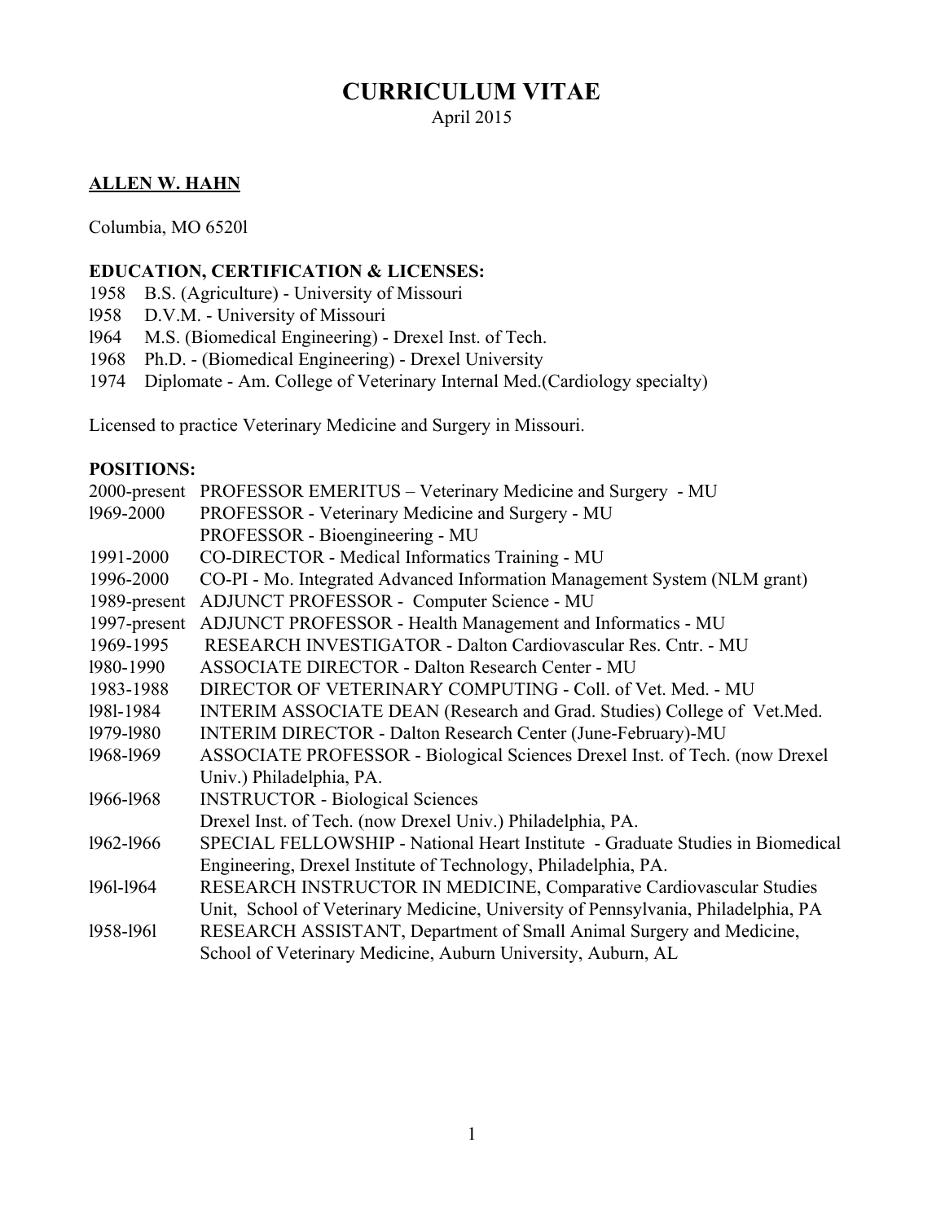# CURRICULUM VITAE

April 2015

**ALLEN W. HAHN**

Columbia, MO 6520l

**EDUCATION, CERTIFICATION & LICENSES:**

1958 B.S. (Agriculture) - University of Missouri
l958 D.V.M. - University of Missouri
l964 M.S. (Biomedical Engineering) - Drexel Inst. of Tech.
1968 Ph.D. - (Biomedical Engineering) - Drexel University
1974 Diplomate - Am. College of Veterinary Internal Med.(Cardiology specialty)

Licensed to practice Veterinary Medicine and Surgery in Missouri.

**POSITIONS:**

| | |
|---|---|
| 2000-present | PROFESSOR EMERITUS – Veterinary Medicine and Surgery - MU |
| l969-2000 | PROFESSOR - Veterinary Medicine and Surgery - MU<br>PROFESSOR - Bioengineering - MU |
| 1991-2000 | CO-DIRECTOR - Medical Informatics Training - MU |
| 1996-2000 | CO-PI - Mo. Integrated Advanced Information Management System (NLM grant) |
| 1989-present | ADJUNCT PROFESSOR - Computer Science - MU |
| 1997-present | ADJUNCT PROFESSOR - Health Management and Informatics - MU |
| 1969-1995 | RESEARCH INVESTIGATOR - Dalton Cardiovascular Res. Cntr. - MU |
| l980-1990 | ASSOCIATE DIRECTOR - Dalton Research Center - MU |
| 1983-1988 | DIRECTOR OF VETERINARY COMPUTING - Coll. of Vet. Med. - MU |
| l98l-1984 | INTERIM ASSOCIATE DEAN (Research and Grad. Studies) College of Vet.Med. |
| l979-l980 | INTERIM DIRECTOR - Dalton Research Center (June-February)-MU |
| l968-l969 | ASSOCIATE PROFESSOR - Biological Sciences Drexel Inst. of Tech. (now Drexel Univ.) Philadelphia, PA. |
| l966-l968 | INSTRUCTOR - Biological Sciences<br>Drexel Inst. of Tech. (now Drexel Univ.) Philadelphia, PA. |
| l962-l966 | SPECIAL FELLOWSHIP - National Heart Institute - Graduate Studies in Biomedical Engineering, Drexel Institute of Technology, Philadelphia, PA. |
| l96l-l964 | RESEARCH INSTRUCTOR IN MEDICINE, Comparative Cardiovascular Studies Unit, School of Veterinary Medicine, University of Pennsylvania, Philadelphia, PA |
| l958-l96l | RESEARCH ASSISTANT, Department of Small Animal Surgery and Medicine, School of Veterinary Medicine, Auburn University, Auburn, AL |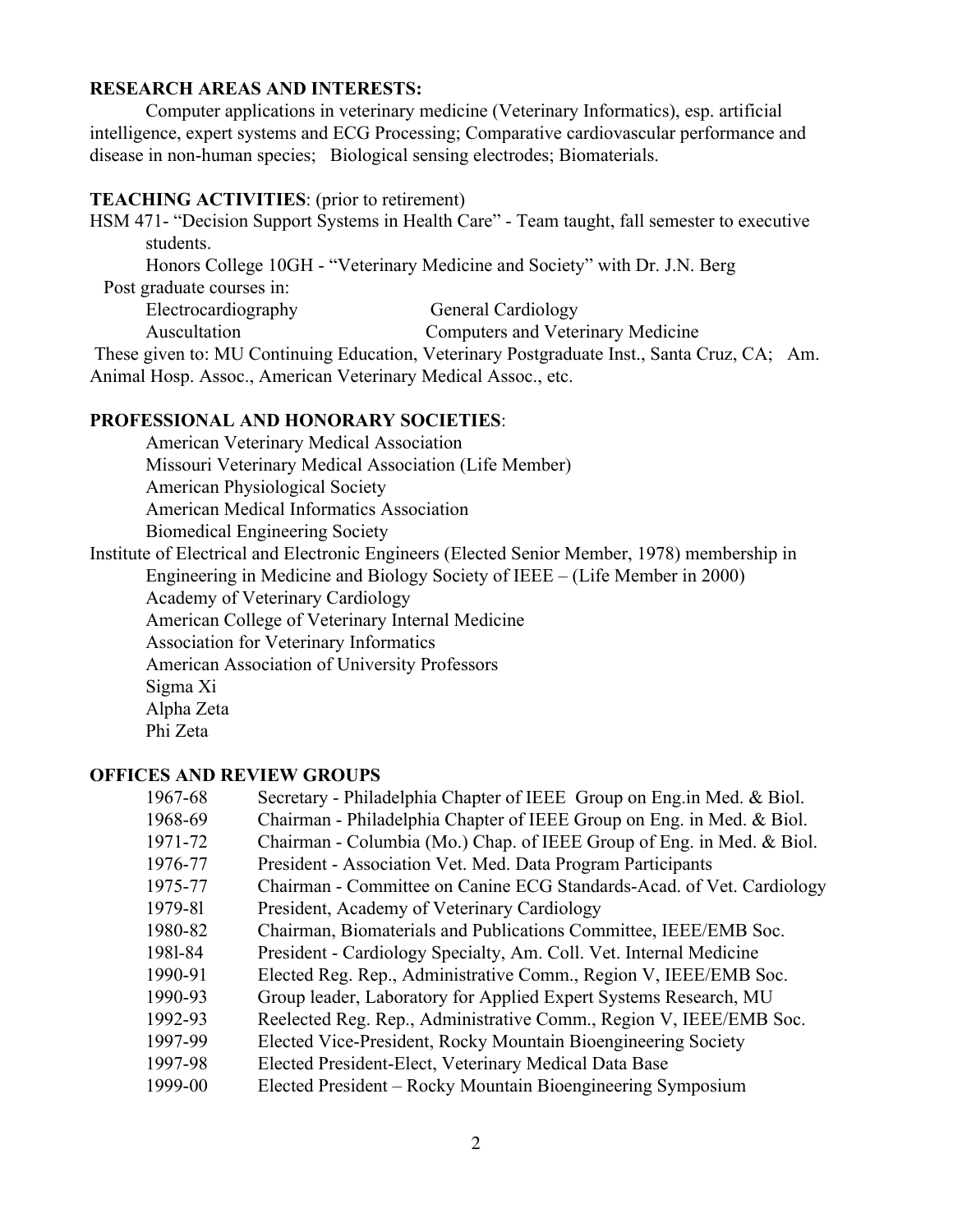**RESEARCH AREAS AND INTERESTS:**

Computer applications in veterinary medicine (Veterinary Informatics), esp. artificial intelligence, expert systems and ECG Processing; Comparative cardiovascular performance and disease in non-human species; Biological sensing electrodes; Biomaterials.

**TEACHING ACTIVITIES**: (prior to retirement)

HSM 471- "Decision Support Systems in Health Care" - Team taught, fall semester to executive students.

Honors College 10GH - "Veterinary Medicine and Society" with Dr. J.N. Berg

Post graduate courses in:

| | |
|---|---|
| Electrocardiography | General Cardiology |
| Auscultation | Computers and Veterinary Medicine |

These given to: MU Continuing Education, Veterinary Postgraduate Inst., Santa Cruz, CA; Am. Animal Hosp. Assoc., American Veterinary Medical Assoc., etc.

**PROFESSIONAL AND HONORARY SOCIETIES**:

American Veterinary Medical Association
Missouri Veterinary Medical Association (Life Member)
American Physiological Society
American Medical Informatics Association
Biomedical Engineering Society
Institute of Electrical and Electronic Engineers (Elected Senior Member, 1978) membership in
Engineering in Medicine and Biology Society of IEEE – (Life Member in 2000)
Academy of Veterinary Cardiology
American College of Veterinary Internal Medicine
Association for Veterinary Informatics
American Association of University Professors
Sigma Xi
Alpha Zeta
Phi Zeta

**OFFICES AND REVIEW GROUPS**

| | |
|---|---|
| 1967-68 | Secretary - Philadelphia Chapter of IEEE Group on Eng.in Med. & Biol. |
| 1968-69 | Chairman - Philadelphia Chapter of IEEE Group on Eng. in Med. & Biol. |
| 1971-72 | Chairman - Columbia (Mo.) Chap. of IEEE Group of Eng. in Med. & Biol. |
| 1976-77 | President - Association Vet. Med. Data Program Participants |
| 1975-77 | Chairman - Committee on Canine ECG Standards-Acad. of Vet. Cardiology |
| 1979-8l | President, Academy of Veterinary Cardiology |
| 1980-82 | Chairman, Biomaterials and Publications Committee, IEEE/EMB Soc. |
| 198l-84 | President - Cardiology Specialty, Am. Coll. Vet. Internal Medicine |
| 1990-91 | Elected Reg. Rep., Administrative Comm., Region V, IEEE/EMB Soc. |
| 1990-93 | Group leader, Laboratory for Applied Expert Systems Research, MU |
| 1992-93 | Reelected Reg. Rep., Administrative Comm., Region V, IEEE/EMB Soc. |
| 1997-99 | Elected Vice-President, Rocky Mountain Bioengineering Society |
| 1997-98 | Elected President-Elect, Veterinary Medical Data Base |
| 1999-00 | Elected President – Rocky Mountain Bioengineering Symposium |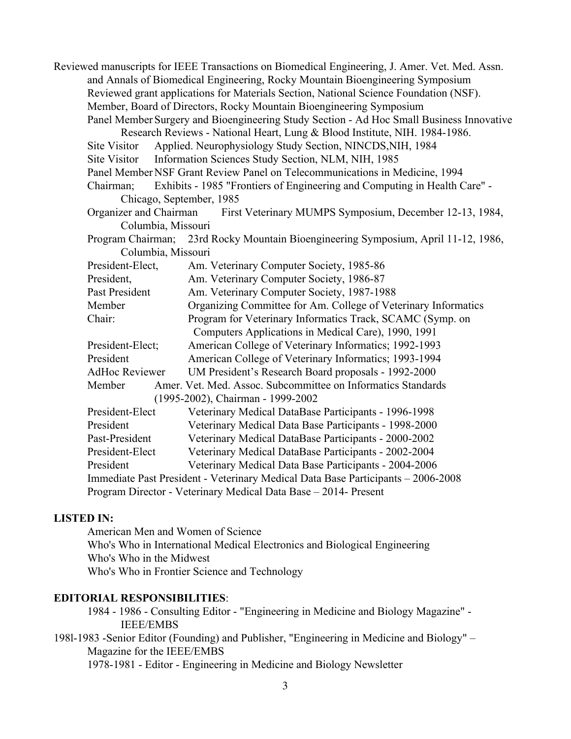Reviewed manuscripts for IEEE Transactions on Biomedical Engineering, J. Amer. Vet. Med. Assn. and Annals of Biomedical Engineering, Rocky Mountain Bioengineering Symposium

Reviewed grant applications for Materials Section, National Science Foundation (NSF).

Member, Board of Directors, Rocky Mountain Bioengineering Symposium

Panel Member Surgery and Bioengineering Study Section - Ad Hoc Small Business Innovative Research Reviews - National Heart, Lung & Blood Institute, NIH. 1984-1986.

Site Visitor Applied. Neurophysiology Study Section, NINCDS,NIH, 1984

Site Visitor Information Sciences Study Section, NLM, NIH, 1985

Panel Member NSF Grant Review Panel on Telecommunications in Medicine, 1994

Chairman; Exhibits - 1985 "Frontiers of Engineering and Computing in Health Care" - Chicago, September, 1985

Organizer and Chairman First Veterinary MUMPS Symposium, December 12-13, 1984, Columbia, Missouri

Program Chairman; 23rd Rocky Mountain Bioengineering Symposium, April 11-12, 1986, Columbia, Missouri

President-Elect, Am. Veterinary Computer Society, 1985-86

President, Am. Veterinary Computer Society, 1986-87

Past President Am. Veterinary Computer Society, 1987-1988

Member Organizing Committee for Am. College of Veterinary Informatics

Chair: Program for Veterinary Informatics Track, SCAMC (Symp. on Computers Applications in Medical Care), 1990, 1991

President-Elect; American College of Veterinary Informatics; 1992-1993

President American College of Veterinary Informatics; 1993-1994

AdHoc Reviewer UM President's Research Board proposals - 1992-2000

Member Amer. Vet. Med. Assoc. Subcommittee on Informatics Standards (1995-2002), Chairman - 1999-2002

President-Elect Veterinary Medical DataBase Participants - 1996-1998

President Veterinary Medical Data Base Participants - 1998-2000

Past-President Veterinary Medical DataBase Participants - 2000-2002

President-Elect Veterinary Medical DataBase Participants - 2002-2004

President Veterinary Medical Data Base Participants - 2004-2006

Immediate Past President - Veterinary Medical Data Base Participants – 2006-2008

Program Director - Veterinary Medical Data Base – 2014- Present

**LISTED IN:**

American Men and Women of Science

Who's Who in International Medical Electronics and Biological Engineering

Who's Who in the Midwest

Who's Who in Frontier Science and Technology

**EDITORIAL RESPONSIBILITIES**:

1984 - 1986 - Consulting Editor - "Engineering in Medicine and Biology Magazine" - IEEE/EMBS

198l-1983 -Senior Editor (Founding) and Publisher, "Engineering in Medicine and Biology" – Magazine for the IEEE/EMBS

1978-1981 - Editor - Engineering in Medicine and Biology Newsletter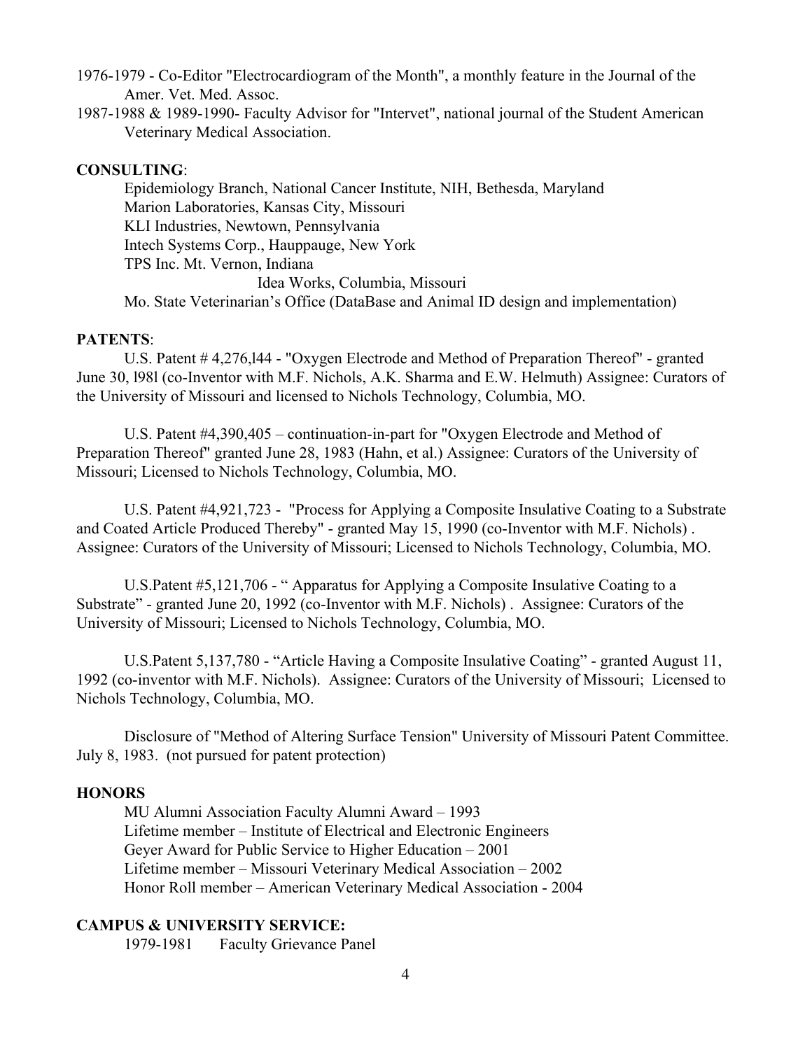1976-1979 - Co-Editor "Electrocardiogram of the Month", a monthly feature in the Journal of the Amer. Vet. Med. Assoc.

1987-1988 & 1989-1990- Faculty Advisor for "Intervet", national journal of the Student American Veterinary Medical Association.

**CONSULTING**:

Epidemiology Branch, National Cancer Institute, NIH, Bethesda, Maryland
Marion Laboratories, Kansas City, Missouri
KLI Industries, Newtown, Pennsylvania
Intech Systems Corp., Hauppauge, New York
TPS Inc. Mt. Vernon, Indiana
Idea Works, Columbia, Missouri
Mo. State Veterinarian's Office (DataBase and Animal ID design and implementation)

**PATENTS**:

U.S. Patent # 4,276,l44 - "Oxygen Electrode and Method of Preparation Thereof" - granted June 30, l98l (co-Inventor with M.F. Nichols, A.K. Sharma and E.W. Helmuth) Assignee: Curators of the University of Missouri and licensed to Nichols Technology, Columbia, MO.

U.S. Patent #4,390,405 – continuation-in-part for "Oxygen Electrode and Method of Preparation Thereof" granted June 28, 1983 (Hahn, et al.) Assignee: Curators of the University of Missouri; Licensed to Nichols Technology, Columbia, MO.

U.S. Patent #4,921,723 - "Process for Applying a Composite Insulative Coating to a Substrate and Coated Article Produced Thereby" - granted May 15, 1990 (co-Inventor with M.F. Nichols) . Assignee: Curators of the University of Missouri; Licensed to Nichols Technology, Columbia, MO.

U.S.Patent #5,121,706 - " Apparatus for Applying a Composite Insulative Coating to a Substrate" - granted June 20, 1992 (co-Inventor with M.F. Nichols) . Assignee: Curators of the University of Missouri; Licensed to Nichols Technology, Columbia, MO.

U.S.Patent 5,137,780 - "Article Having a Composite Insulative Coating" - granted August 11, 1992 (co-inventor with M.F. Nichols). Assignee: Curators of the University of Missouri; Licensed to Nichols Technology, Columbia, MO.

Disclosure of "Method of Altering Surface Tension" University of Missouri Patent Committee. July 8, 1983. (not pursued for patent protection)

**HONORS**

MU Alumni Association Faculty Alumni Award – 1993
Lifetime member – Institute of Electrical and Electronic Engineers
Geyer Award for Public Service to Higher Education – 2001
Lifetime member – Missouri Veterinary Medical Association – 2002
Honor Roll member – American Veterinary Medical Association - 2004

**CAMPUS & UNIVERSITY SERVICE:**

1979-1981 Faculty Grievance Panel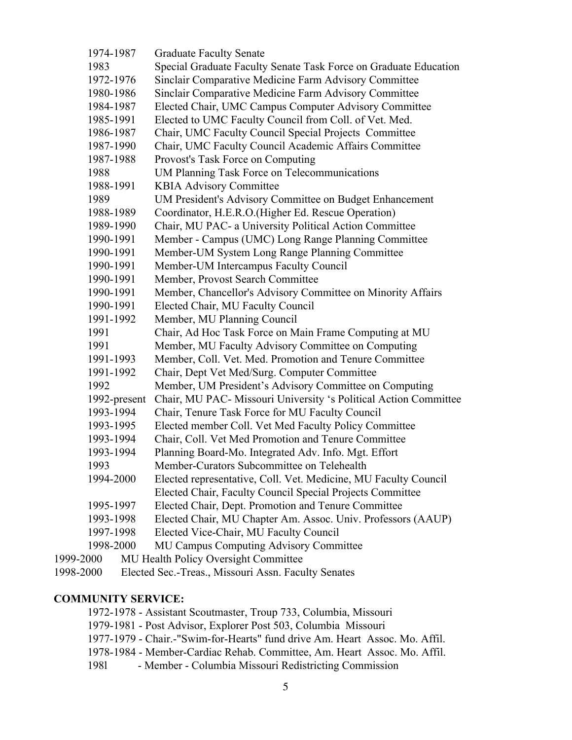1974-1987 Graduate Faculty Senate
1983 Special Graduate Faculty Senate Task Force on Graduate Education
1972-1976 Sinclair Comparative Medicine Farm Advisory Committee
1980-1986 Sinclair Comparative Medicine Farm Advisory Committee
1984-1987 Elected Chair, UMC Campus Computer Advisory Committee
1985-1991 Elected to UMC Faculty Council from Coll. of Vet. Med.
1986-1987 Chair, UMC Faculty Council Special Projects Committee
1987-1990 Chair, UMC Faculty Council Academic Affairs Committee
1987-1988 Provost's Task Force on Computing
1988 UM Planning Task Force on Telecommunications
1988-1991 KBIA Advisory Committee
1989 UM President's Advisory Committee on Budget Enhancement
1988-1989 Coordinator, H.E.R.O.(Higher Ed. Rescue Operation)
1989-1990 Chair, MU PAC- a University Political Action Committee
1990-1991 Member - Campus (UMC) Long Range Planning Committee
1990-1991 Member-UM System Long Range Planning Committee
1990-1991 Member-UM Intercampus Faculty Council
1990-1991 Member, Provost Search Committee
1990-1991 Member, Chancellor's Advisory Committee on Minority Affairs
1990-1991 Elected Chair, MU Faculty Council
1991-1992 Member, MU Planning Council
1991 Chair, Ad Hoc Task Force on Main Frame Computing at MU
1991 Member, MU Faculty Advisory Committee on Computing
1991-1993 Member, Coll. Vet. Med. Promotion and Tenure Committee
1991-1992 Chair, Dept Vet Med/Surg. Computer Committee
1992 Member, UM President's Advisory Committee on Computing
1992-present Chair, MU PAC- Missouri University 's Political Action Committee
1993-1994 Chair, Tenure Task Force for MU Faculty Council
1993-1995 Elected member Coll. Vet Med Faculty Policy Committee
1993-1994 Chair, Coll. Vet Med Promotion and Tenure Committee
1993-1994 Planning Board-Mo. Integrated Adv. Info. Mgt. Effort
1993 Member-Curators Subcommittee on Telehealth
1994-2000 Elected representative, Coll. Vet. Medicine, MU Faculty Council
Elected Chair, Faculty Council Special Projects Committee
1995-1997 Elected Chair, Dept. Promotion and Tenure Committee
1993-1998 Elected Chair, MU Chapter Am. Assoc. Univ. Professors (AAUP)
1997-1998 Elected Vice-Chair, MU Faculty Council
1998-2000 MU Campus Computing Advisory Committee
1999-2000 MU Health Policy Oversight Committee
1998-2000 Elected Sec.-Treas., Missouri Assn. Faculty Senates

**COMMUNITY SERVICE:**

1972-1978 - Assistant Scoutmaster, Troup 733, Columbia, Missouri
1979-1981 - Post Advisor, Explorer Post 503, Columbia Missouri
1977-1979 - Chair.-"Swim-for-Hearts" fund drive Am. Heart Assoc. Mo. Affil.
1978-1984 - Member-Cardiac Rehab. Committee, Am. Heart Assoc. Mo. Affil.
198l - Member - Columbia Missouri Redistricting Commission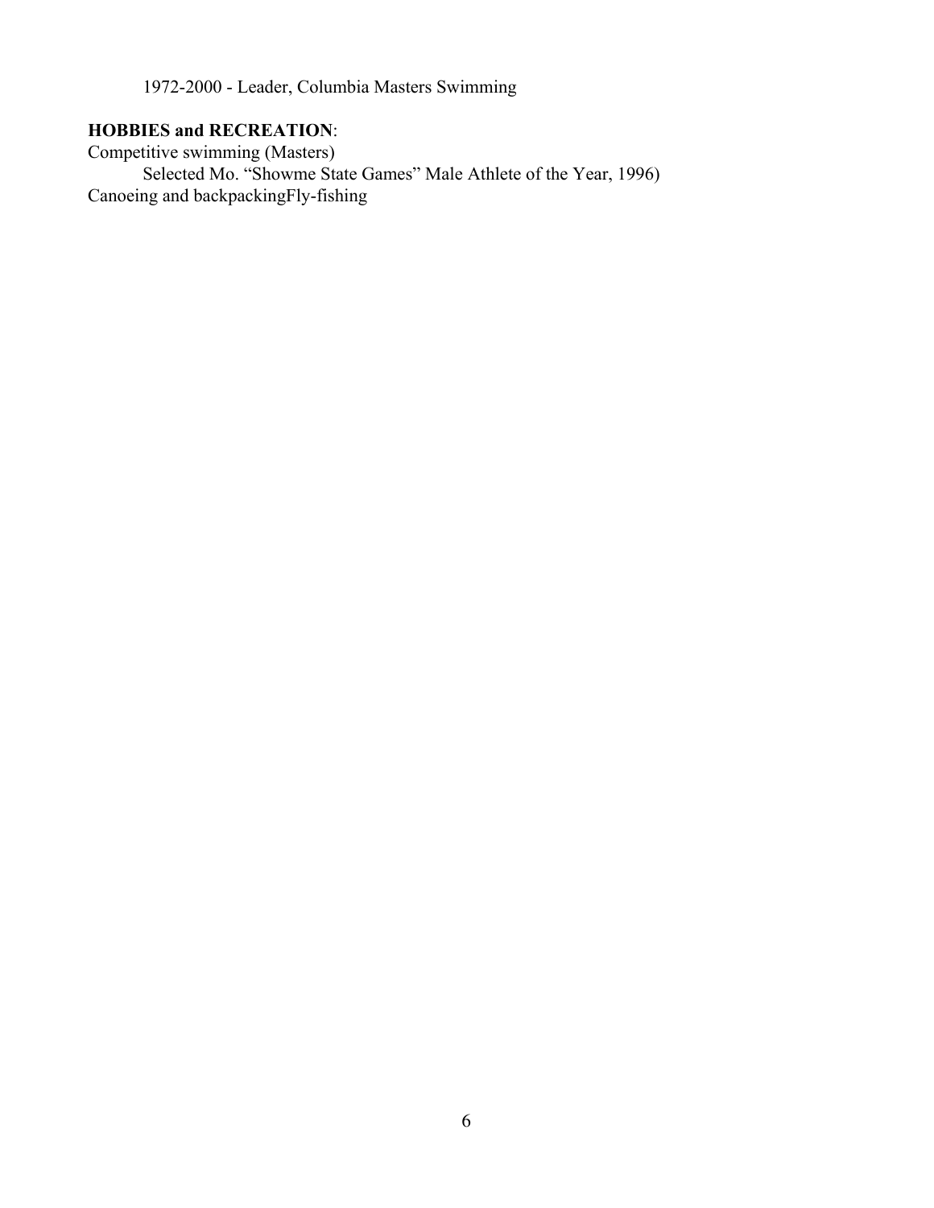1972-2000 - Leader, Columbia Masters Swimming

**HOBBIES and RECREATION**:

Competitive swimming (Masters)

Selected Mo. "Showme State Games" Male Athlete of the Year, 1996)

Canoeing and backpackingFly-fishing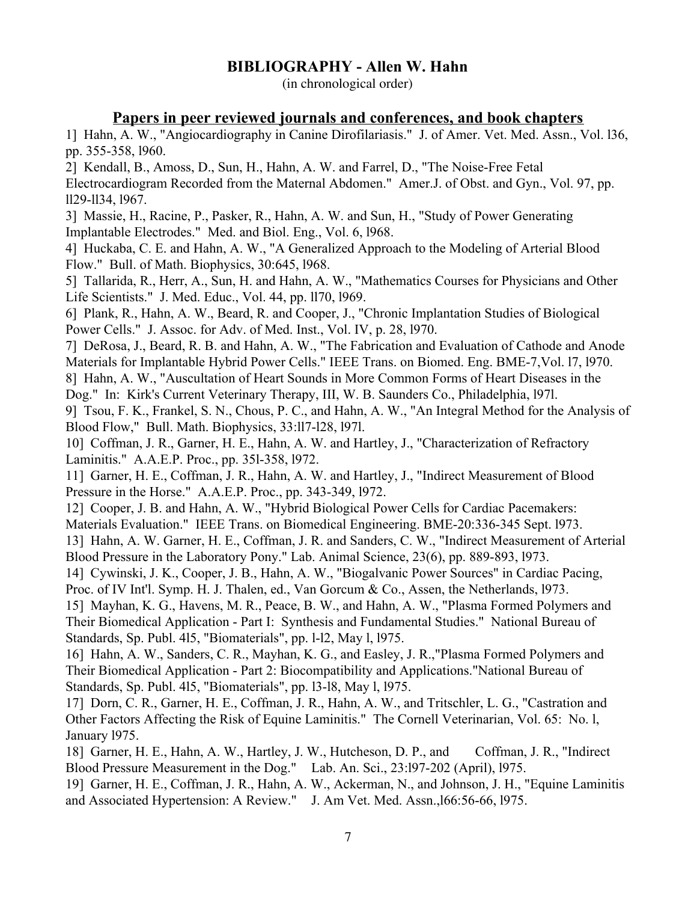## BIBLIOGRAPHY - Allen W. Hahn

(in chronological order)

### Papers in peer reviewed journals and conferences, and book chapters

1] Hahn, A. W., "Angiocardiography in Canine Dirofilariasis." J. of Amer. Vet. Med. Assn., Vol. l36, pp. 355-358, l960.

2] Kendall, B., Amoss, D., Sun, H., Hahn, A. W. and Farrel, D., "The Noise-Free Fetal Electrocardiogram Recorded from the Maternal Abdomen." Amer.J. of Obst. and Gyn., Vol. 97, pp. ll29-ll34, l967.

3] Massie, H., Racine, P., Pasker, R., Hahn, A. W. and Sun, H., "Study of Power Generating Implantable Electrodes." Med. and Biol. Eng., Vol. 6, l968.

4] Huckaba, C. E. and Hahn, A. W., "A Generalized Approach to the Modeling of Arterial Blood Flow." Bull. of Math. Biophysics, 30:645, l968.

5] Tallarida, R., Herr, A., Sun, H. and Hahn, A. W., "Mathematics Courses for Physicians and Other Life Scientists." J. Med. Educ., Vol. 44, pp. ll70, l969.

6] Plank, R., Hahn, A. W., Beard, R. and Cooper, J., "Chronic Implantation Studies of Biological Power Cells." J. Assoc. for Adv. of Med. Inst., Vol. IV, p. 28, l970.

7] DeRosa, J., Beard, R. B. and Hahn, A. W., "The Fabrication and Evaluation of Cathode and Anode Materials for Implantable Hybrid Power Cells." IEEE Trans. on Biomed. Eng. BME-7,Vol. l7, l970.

8] Hahn, A. W., "Auscultation of Heart Sounds in More Common Forms of Heart Diseases in the Dog." In: Kirk's Current Veterinary Therapy, III, W. B. Saunders Co., Philadelphia, l97l.

9] Tsou, F. K., Frankel, S. N., Chous, P. C., and Hahn, A. W., "An Integral Method for the Analysis of Blood Flow," Bull. Math. Biophysics, 33:ll7-l28, l97l.

10] Coffman, J. R., Garner, H. E., Hahn, A. W. and Hartley, J., "Characterization of Refractory Laminitis." A.A.E.P. Proc., pp. 35l-358, l972.

11] Garner, H. E., Coffman, J. R., Hahn, A. W. and Hartley, J., "Indirect Measurement of Blood Pressure in the Horse." A.A.E.P. Proc., pp. 343-349, l972.

12] Cooper, J. B. and Hahn, A. W., "Hybrid Biological Power Cells for Cardiac Pacemakers: Materials Evaluation." IEEE Trans. on Biomedical Engineering. BME-20:336-345 Sept. l973.

13] Hahn, A. W. Garner, H. E., Coffman, J. R. and Sanders, C. W., "Indirect Measurement of Arterial Blood Pressure in the Laboratory Pony." Lab. Animal Science, 23(6), pp. 889-893, l973.

14] Cywinski, J. K., Cooper, J. B., Hahn, A. W., "Biogalvanic Power Sources" in Cardiac Pacing, Proc. of IV Int'l. Symp. H. J. Thalen, ed., Van Gorcum & Co., Assen, the Netherlands, l973.

15] Mayhan, K. G., Havens, M. R., Peace, B. W., and Hahn, A. W., "Plasma Formed Polymers and Their Biomedical Application - Part I: Synthesis and Fundamental Studies." National Bureau of Standards, Sp. Publ. 4l5, "Biomaterials", pp. l-l2, May l, l975.

16] Hahn, A. W., Sanders, C. R., Mayhan, K. G., and Easley, J. R.,"Plasma Formed Polymers and Their Biomedical Application - Part 2: Biocompatibility and Applications."National Bureau of Standards, Sp. Publ. 4l5, "Biomaterials", pp. l3-l8, May l, l975.

17] Dorn, C. R., Garner, H. E., Coffman, J. R., Hahn, A. W., and Tritschler, L. G., "Castration and Other Factors Affecting the Risk of Equine Laminitis." The Cornell Veterinarian, Vol. 65: No. l, January l975.

18] Garner, H. E., Hahn, A. W., Hartley, J. W., Hutcheson, D. P., and Coffman, J. R., "Indirect Blood Pressure Measurement in the Dog." Lab. An. Sci., 23:l97-202 (April), l975.

19] Garner, H. E., Coffman, J. R., Hahn, A. W., Ackerman, N., and Johnson, J. H., "Equine Laminitis and Associated Hypertension: A Review." J. Am Vet. Med. Assn.,l66:56-66, l975.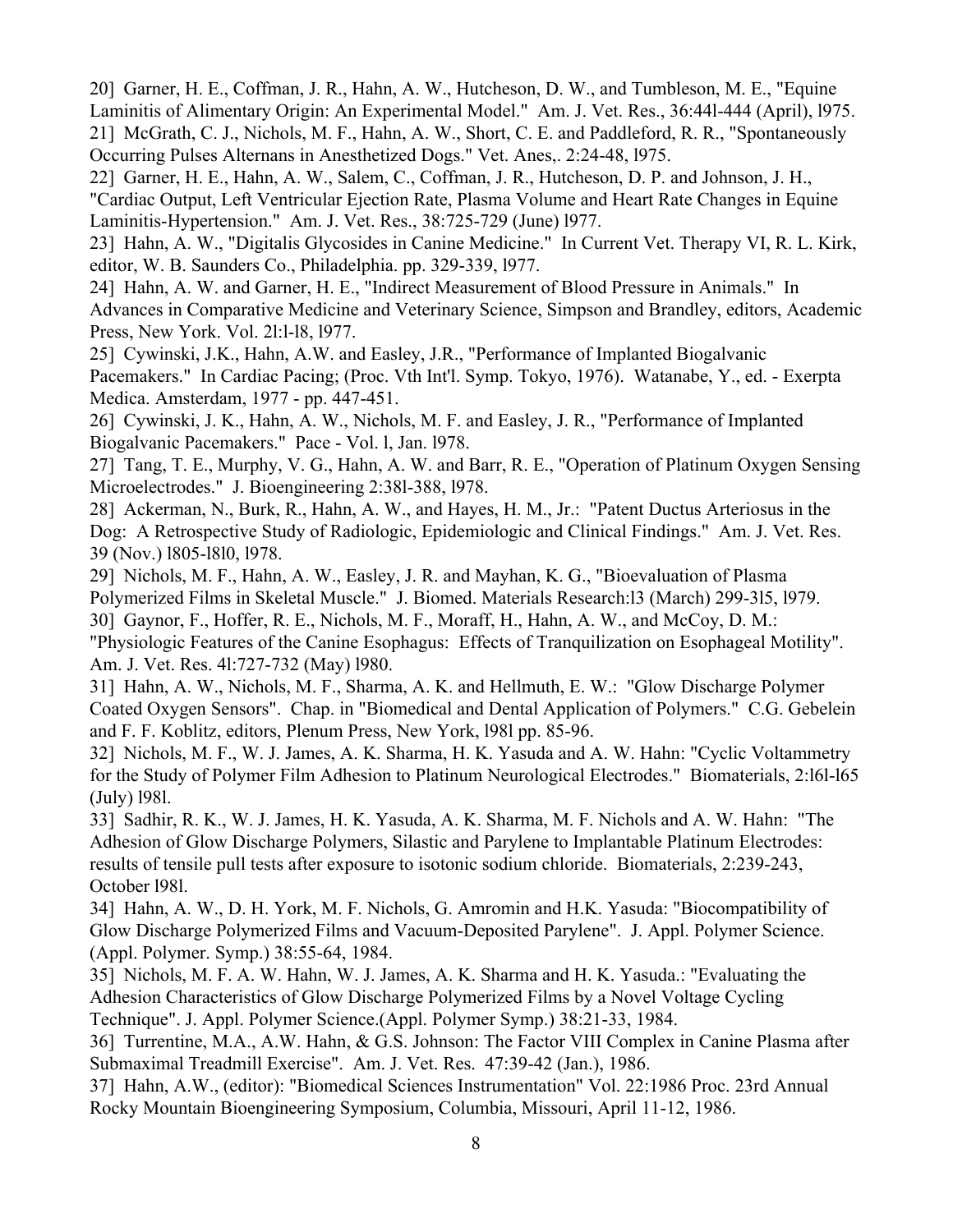20] Garner, H. E., Coffman, J. R., Hahn, A. W., Hutcheson, D. W., and Tumbleson, M. E., "Equine Laminitis of Alimentary Origin: An Experimental Model." Am. J. Vet. Res., 36:44l-444 (April), l975.

21] McGrath, C. J., Nichols, M. F., Hahn, A. W., Short, C. E. and Paddleford, R. R., "Spontaneously Occurring Pulses Alternans in Anesthetized Dogs." Vet. Anes,. 2:24-48, l975.

22] Garner, H. E., Hahn, A. W., Salem, C., Coffman, J. R., Hutcheson, D. P. and Johnson, J. H., "Cardiac Output, Left Ventricular Ejection Rate, Plasma Volume and Heart Rate Changes in Equine Laminitis-Hypertension." Am. J. Vet. Res., 38:725-729 (June) l977.

23] Hahn, A. W., "Digitalis Glycosides in Canine Medicine." In Current Vet. Therapy VI, R. L. Kirk, editor, W. B. Saunders Co., Philadelphia. pp. 329-339, l977.

24] Hahn, A. W. and Garner, H. E., "Indirect Measurement of Blood Pressure in Animals." In Advances in Comparative Medicine and Veterinary Science, Simpson and Brandley, editors, Academic Press, New York. Vol. 2l:l-l8, l977.

25] Cywinski, J.K., Hahn, A.W. and Easley, J.R., "Performance of Implanted Biogalvanic Pacemakers." In Cardiac Pacing; (Proc. Vth Int'l. Symp. Tokyo, 1976). Watanabe, Y., ed. - Exerpta Medica. Amsterdam, 1977 - pp. 447-451.

26] Cywinski, J. K., Hahn, A. W., Nichols, M. F. and Easley, J. R., "Performance of Implanted Biogalvanic Pacemakers." Pace - Vol. l, Jan. l978.

27] Tang, T. E., Murphy, V. G., Hahn, A. W. and Barr, R. E., "Operation of Platinum Oxygen Sensing Microelectrodes." J. Bioengineering 2:38l-388, l978.

28] Ackerman, N., Burk, R., Hahn, A. W., and Hayes, H. M., Jr.: "Patent Ductus Arteriosus in the Dog: A Retrospective Study of Radiologic, Epidemiologic and Clinical Findings." Am. J. Vet. Res. 39 (Nov.) l805-l8l0, l978.

29] Nichols, M. F., Hahn, A. W., Easley, J. R. and Mayhan, K. G., "Bioevaluation of Plasma Polymerized Films in Skeletal Muscle." J. Biomed. Materials Research:l3 (March) 299-3l5, l979.

30] Gaynor, F., Hoffer, R. E., Nichols, M. F., Moraff, H., Hahn, A. W., and McCoy, D. M.: "Physiologic Features of the Canine Esophagus: Effects of Tranquilization on Esophageal Motility". Am. J. Vet. Res. 4l:727-732 (May) l980.

31] Hahn, A. W., Nichols, M. F., Sharma, A. K. and Hellmuth, E. W.: "Glow Discharge Polymer Coated Oxygen Sensors". Chap. in "Biomedical and Dental Application of Polymers." C.G. Gebelein and F. F. Koblitz, editors, Plenum Press, New York, l98l pp. 85-96.

32] Nichols, M. F., W. J. James, A. K. Sharma, H. K. Yasuda and A. W. Hahn: "Cyclic Voltammetry for the Study of Polymer Film Adhesion to Platinum Neurological Electrodes." Biomaterials, 2:l6l-l65 (July) l98l.

33] Sadhir, R. K., W. J. James, H. K. Yasuda, A. K. Sharma, M. F. Nichols and A. W. Hahn: "The Adhesion of Glow Discharge Polymers, Silastic and Parylene to Implantable Platinum Electrodes: results of tensile pull tests after exposure to isotonic sodium chloride. Biomaterials, 2:239-243, October l98l.

34] Hahn, A. W., D. H. York, M. F. Nichols, G. Amromin and H.K. Yasuda: "Biocompatibility of Glow Discharge Polymerized Films and Vacuum-Deposited Parylene". J. Appl. Polymer Science. (Appl. Polymer. Symp.) 38:55-64, 1984.

35] Nichols, M. F. A. W. Hahn, W. J. James, A. K. Sharma and H. K. Yasuda.: "Evaluating the Adhesion Characteristics of Glow Discharge Polymerized Films by a Novel Voltage Cycling Technique". J. Appl. Polymer Science.(Appl. Polymer Symp.) 38:21-33, 1984.

36] Turrentine, M.A., A.W. Hahn, & G.S. Johnson: The Factor VIII Complex in Canine Plasma after Submaximal Treadmill Exercise". Am. J. Vet. Res. 47:39-42 (Jan.), 1986.

37] Hahn, A.W., (editor): "Biomedical Sciences Instrumentation" Vol. 22:1986 Proc. 23rd Annual Rocky Mountain Bioengineering Symposium, Columbia, Missouri, April 11-12, 1986.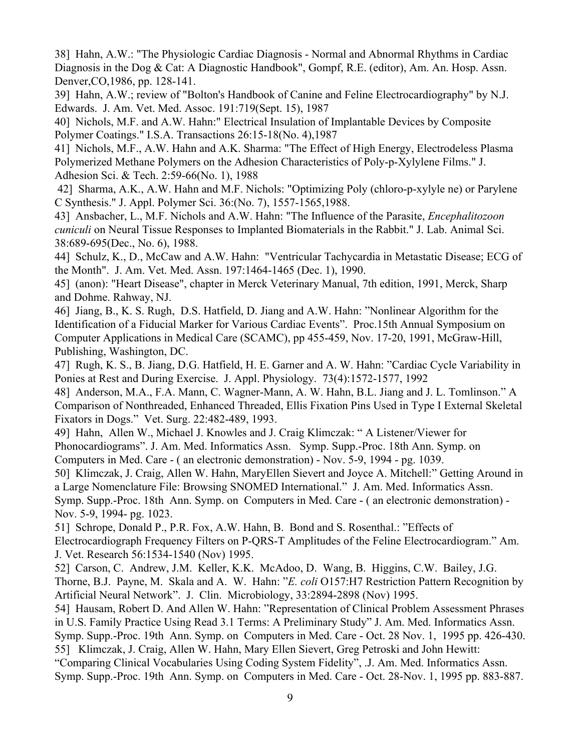38] Hahn, A.W.: "The Physiologic Cardiac Diagnosis - Normal and Abnormal Rhythms in Cardiac Diagnosis in the Dog & Cat: A Diagnostic Handbook", Gompf, R.E. (editor), Am. An. Hosp. Assn. Denver,CO,1986, pp. 128-141.

39] Hahn, A.W.; review of "Bolton's Handbook of Canine and Feline Electrocardiography" by N.J. Edwards. J. Am. Vet. Med. Assoc. 191:719(Sept. 15), 1987

40] Nichols, M.F. and A.W. Hahn:" Electrical Insulation of Implantable Devices by Composite Polymer Coatings." I.S.A. Transactions 26:15-18(No. 4),1987

41] Nichols, M.F., A.W. Hahn and A.K. Sharma: "The Effect of High Energy, Electrodeless Plasma Polymerized Methane Polymers on the Adhesion Characteristics of Poly-p-Xylylene Films." J. Adhesion Sci. & Tech. 2:59-66(No. 1), 1988

42] Sharma, A.K., A.W. Hahn and M.F. Nichols: "Optimizing Poly (chloro-p-xylyle ne) or Parylene C Synthesis." J. Appl. Polymer Sci. 36:(No. 7), 1557-1565,1988.

43] Ansbacher, L., M.F. Nichols and A.W. Hahn: "The Influence of the Parasite, *Encephalitozoon cuniculi* on Neural Tissue Responses to Implanted Biomaterials in the Rabbit." J. Lab. Animal Sci. 38:689-695(Dec., No. 6), 1988.

44] Schulz, K., D., McCaw and A.W. Hahn: "Ventricular Tachycardia in Metastatic Disease; ECG of the Month". J. Am. Vet. Med. Assn. 197:1464-1465 (Dec. 1), 1990.

45] (anon): "Heart Disease", chapter in Merck Veterinary Manual, 7th edition, 1991, Merck, Sharp and Dohme. Rahway, NJ.

46] Jiang, B., K. S. Rugh, D.S. Hatfield, D. Jiang and A.W. Hahn: "Nonlinear Algorithm for the Identification of a Fiducial Marker for Various Cardiac Events". Proc.15th Annual Symposium on Computer Applications in Medical Care (SCAMC), pp 455-459, Nov. 17-20, 1991, McGraw-Hill, Publishing, Washington, DC.

47] Rugh, K. S., B. Jiang, D.G. Hatfield, H. E. Garner and A. W. Hahn: "Cardiac Cycle Variability in Ponies at Rest and During Exercise. J. Appl. Physiology. 73(4):1572-1577, 1992

48] Anderson, M.A., F.A. Mann, C. Wagner-Mann, A. W. Hahn, B.L. Jiang and J. L. Tomlinson." A Comparison of Nonthreaded, Enhanced Threaded, Ellis Fixation Pins Used in Type I External Skeletal Fixators in Dogs." Vet. Surg. 22:482-489, 1993.

49] Hahn, Allen W., Michael J. Knowles and J. Craig Klimczak: " A Listener/Viewer for Phonocardiograms". J. Am. Med. Informatics Assn. Symp. Supp.-Proc. 18th Ann. Symp. on Computers in Med. Care - ( an electronic demonstration) - Nov. 5-9, 1994 - pg. 1039.

50] Klimczak, J. Craig, Allen W. Hahn, MaryEllen Sievert and Joyce A. Mitchell:" Getting Around in a Large Nomenclature File: Browsing SNOMED International." J. Am. Med. Informatics Assn. Symp. Supp.-Proc. 18th Ann. Symp. on Computers in Med. Care - ( an electronic demonstration) - Nov. 5-9, 1994- pg. 1023.

51] Schrope, Donald P., P.R. Fox, A.W. Hahn, B. Bond and S. Rosenthal.: "Effects of Electrocardiograph Frequency Filters on P-QRS-T Amplitudes of the Feline Electrocardiogram." Am. J. Vet. Research 56:1534-1540 (Nov) 1995.

52] Carson, C. Andrew, J.M. Keller, K.K. McAdoo, D. Wang, B. Higgins, C.W. Bailey, J.G. Thorne, B.J. Payne, M. Skala and A. W. Hahn: "*E. coli* O157:H7 Restriction Pattern Recognition by Artificial Neural Network". J. Clin. Microbiology, 33:2894-2898 (Nov) 1995.

54] Hausam, Robert D. And Allen W. Hahn: "Representation of Clinical Problem Assessment Phrases in U.S. Family Practice Using Read 3.1 Terms: A Preliminary Study" J. Am. Med. Informatics Assn. Symp. Supp.-Proc. 19th Ann. Symp. on Computers in Med. Care - Oct. 28 Nov. 1, 1995 pp. 426-430.

55] Klimczak, J. Craig, Allen W. Hahn, Mary Ellen Sievert, Greg Petroski and John Hewitt: "Comparing Clinical Vocabularies Using Coding System Fidelity", .J. Am. Med. Informatics Assn. Symp. Supp.-Proc. 19th Ann. Symp. on Computers in Med. Care - Oct. 28-Nov. 1, 1995 pp. 883-887.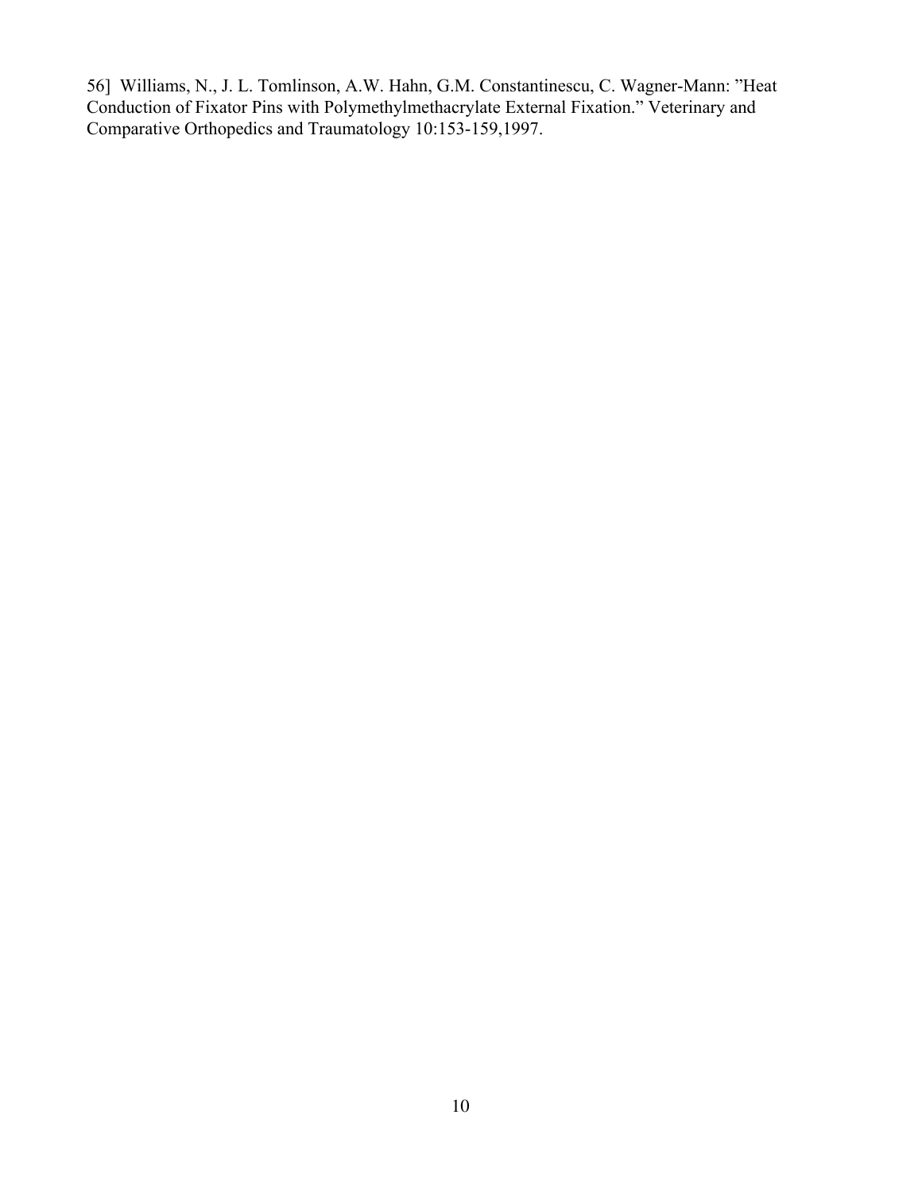56] Williams, N., J. L. Tomlinson, A.W. Hahn, G.M. Constantinescu, C. Wagner-Mann: "Heat Conduction of Fixator Pins with Polymethylmethacrylate External Fixation." Veterinary and Comparative Orthopedics and Traumatology 10:153-159,1997.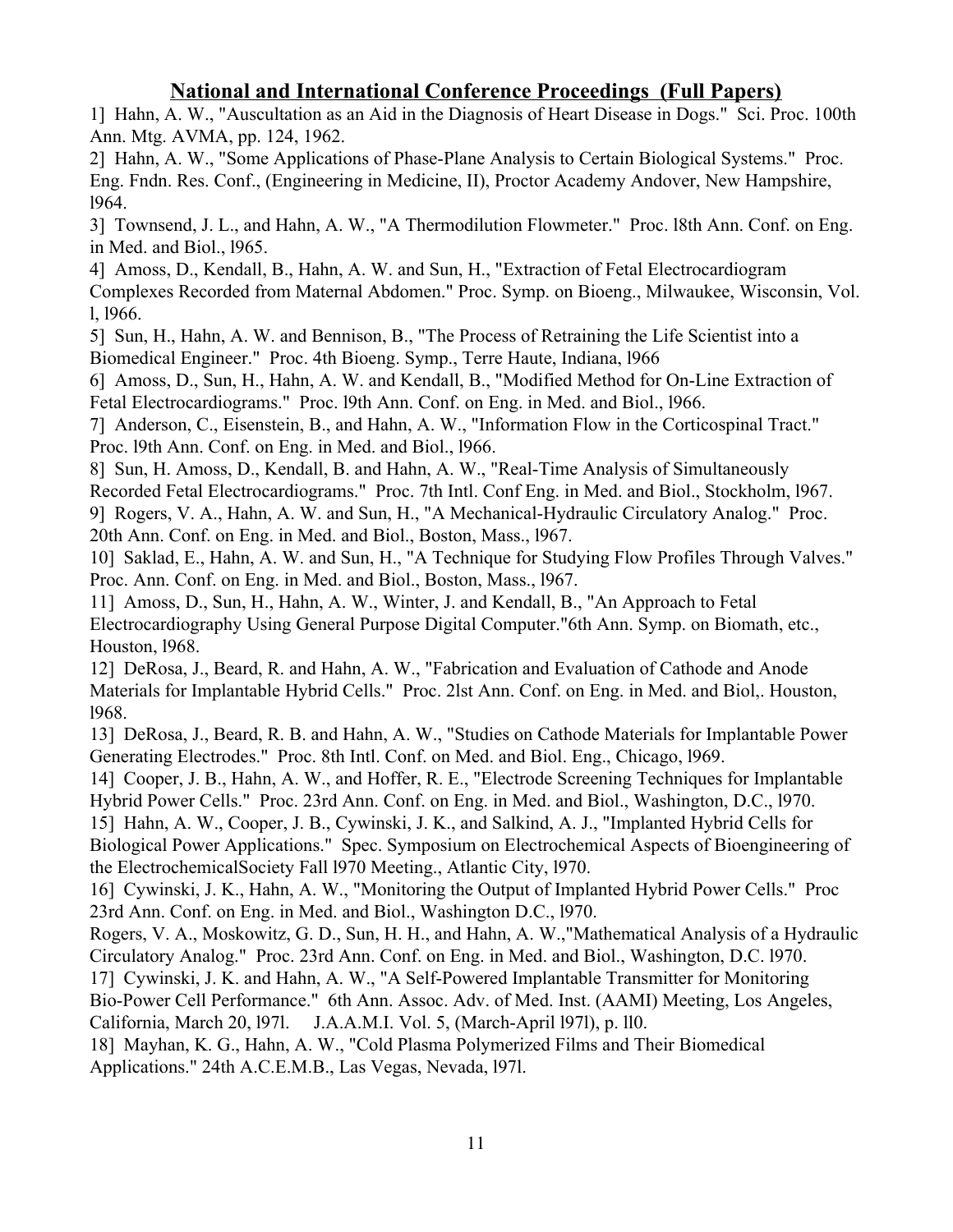## National and International Conference Proceedings (Full Papers)

1] Hahn, A. W., "Auscultation as an Aid in the Diagnosis of Heart Disease in Dogs." Sci. Proc. 100th Ann. Mtg. AVMA, pp. 124, 1962.

2] Hahn, A. W., "Some Applications of Phase-Plane Analysis to Certain Biological Systems." Proc. Eng. Fndn. Res. Conf., (Engineering in Medicine, II), Proctor Academy Andover, New Hampshire, l964.

3] Townsend, J. L., and Hahn, A. W., "A Thermodilution Flowmeter." Proc. l8th Ann. Conf. on Eng. in Med. and Biol., l965.

4] Amoss, D., Kendall, B., Hahn, A. W. and Sun, H., "Extraction of Fetal Electrocardiogram Complexes Recorded from Maternal Abdomen." Proc. Symp. on Bioeng., Milwaukee, Wisconsin, Vol. l, l966.

5] Sun, H., Hahn, A. W. and Bennison, B., "The Process of Retraining the Life Scientist into a Biomedical Engineer." Proc. 4th Bioeng. Symp., Terre Haute, Indiana, l966

6] Amoss, D., Sun, H., Hahn, A. W. and Kendall, B., "Modified Method for On-Line Extraction of Fetal Electrocardiograms." Proc. l9th Ann. Conf. on Eng. in Med. and Biol., l966.

7] Anderson, C., Eisenstein, B., and Hahn, A. W., "Information Flow in the Corticospinal Tract." Proc. l9th Ann. Conf. on Eng. in Med. and Biol., l966.

8] Sun, H. Amoss, D., Kendall, B. and Hahn, A. W., "Real-Time Analysis of Simultaneously Recorded Fetal Electrocardiograms." Proc. 7th Intl. Conf Eng. in Med. and Biol., Stockholm, l967.

9] Rogers, V. A., Hahn, A. W. and Sun, H., "A Mechanical-Hydraulic Circulatory Analog." Proc. 20th Ann. Conf. on Eng. in Med. and Biol., Boston, Mass., l967.

10] Saklad, E., Hahn, A. W. and Sun, H., "A Technique for Studying Flow Profiles Through Valves." Proc. Ann. Conf. on Eng. in Med. and Biol., Boston, Mass., l967.

11] Amoss, D., Sun, H., Hahn, A. W., Winter, J. and Kendall, B., "An Approach to Fetal Electrocardiography Using General Purpose Digital Computer."6th Ann. Symp. on Biomath, etc., Houston, l968.

12] DeRosa, J., Beard, R. and Hahn, A. W., "Fabrication and Evaluation of Cathode and Anode Materials for Implantable Hybrid Cells." Proc. 2lst Ann. Conf. on Eng. in Med. and Biol,. Houston, l968.

13] DeRosa, J., Beard, R. B. and Hahn, A. W., "Studies on Cathode Materials for Implantable Power Generating Electrodes." Proc. 8th Intl. Conf. on Med. and Biol. Eng., Chicago, l969.

14] Cooper, J. B., Hahn, A. W., and Hoffer, R. E., "Electrode Screening Techniques for Implantable Hybrid Power Cells." Proc. 23rd Ann. Conf. on Eng. in Med. and Biol., Washington, D.C., l970.

15] Hahn, A. W., Cooper, J. B., Cywinski, J. K., and Salkind, A. J., "Implanted Hybrid Cells for Biological Power Applications." Spec. Symposium on Electrochemical Aspects of Bioengineering of the ElectrochemicalSociety Fall l970 Meeting., Atlantic City, l970.

16] Cywinski, J. K., Hahn, A. W., "Monitoring the Output of Implanted Hybrid Power Cells." Proc 23rd Ann. Conf. on Eng. in Med. and Biol., Washington D.C., l970.

Rogers, V. A., Moskowitz, G. D., Sun, H. H., and Hahn, A. W.,"Mathematical Analysis of a Hydraulic Circulatory Analog." Proc. 23rd Ann. Conf. on Eng. in Med. and Biol., Washington, D.C. l970.

17] Cywinski, J. K. and Hahn, A. W., "A Self-Powered Implantable Transmitter for Monitoring Bio-Power Cell Performance." 6th Ann. Assoc. Adv. of Med. Inst. (AAMI) Meeting, Los Angeles, California, March 20, l97l. J.A.A.M.I. Vol. 5, (March-April l97l), p. ll0.

18] Mayhan, K. G., Hahn, A. W., "Cold Plasma Polymerized Films and Their Biomedical Applications." 24th A.C.E.M.B., Las Vegas, Nevada, l97l.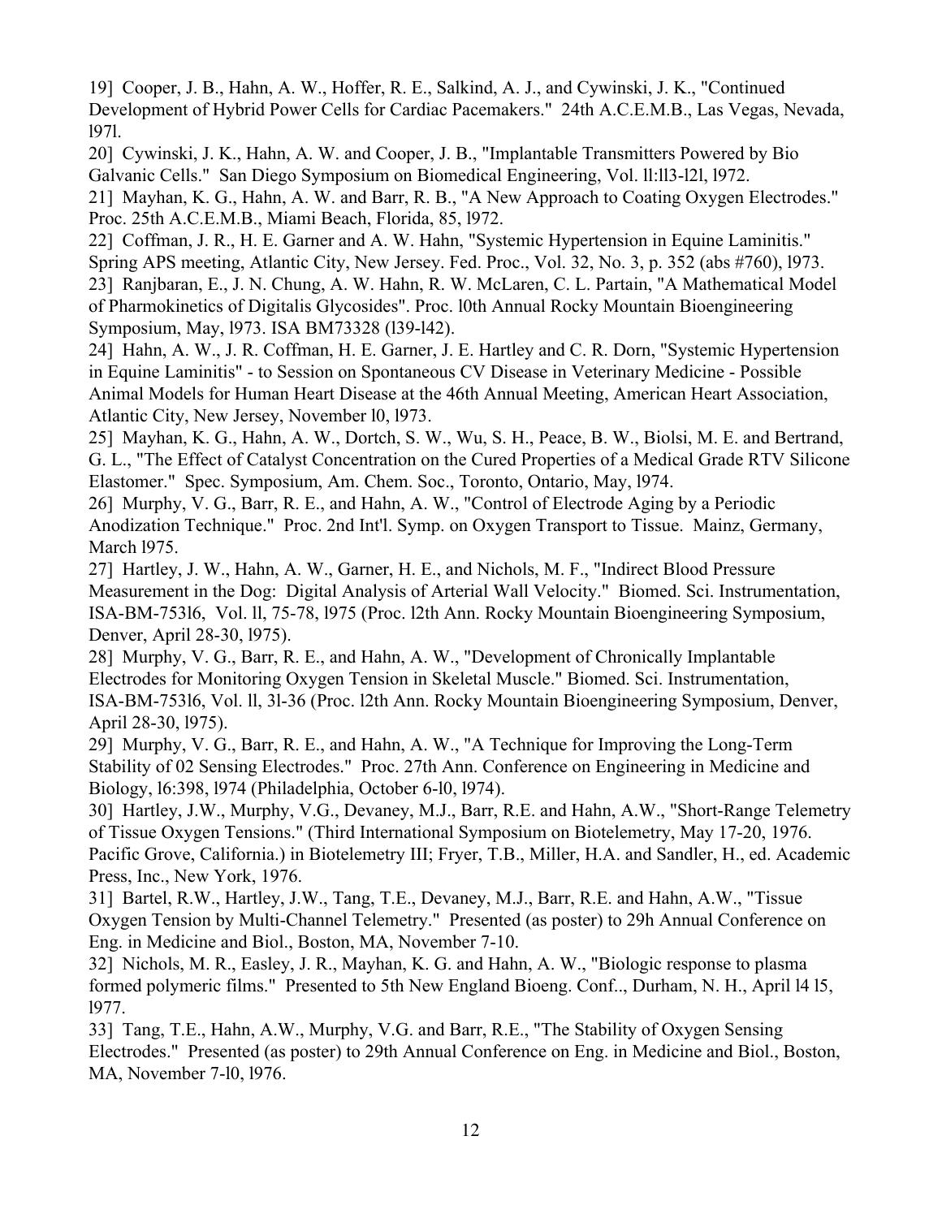19] Cooper, J. B., Hahn, A. W., Hoffer, R. E., Salkind, A. J., and Cywinski, J. K., "Continued Development of Hybrid Power Cells for Cardiac Pacemakers." 24th A.C.E.M.B., Las Vegas, Nevada, l97l.

20] Cywinski, J. K., Hahn, A. W. and Cooper, J. B., "Implantable Transmitters Powered by Bio Galvanic Cells." San Diego Symposium on Biomedical Engineering, Vol. ll:ll3-l2l, l972.

21] Mayhan, K. G., Hahn, A. W. and Barr, R. B., "A New Approach to Coating Oxygen Electrodes." Proc. 25th A.C.E.M.B., Miami Beach, Florida, 85, l972.

22] Coffman, J. R., H. E. Garner and A. W. Hahn, "Systemic Hypertension in Equine Laminitis." Spring APS meeting, Atlantic City, New Jersey. Fed. Proc., Vol. 32, No. 3, p. 352 (abs #760), l973.

23] Ranjbaran, E., J. N. Chung, A. W. Hahn, R. W. McLaren, C. L. Partain, "A Mathematical Model of Pharmokinetics of Digitalis Glycosides". Proc. l0th Annual Rocky Mountain Bioengineering Symposium, May, l973. ISA BM73328 (l39-l42).

24] Hahn, A. W., J. R. Coffman, H. E. Garner, J. E. Hartley and C. R. Dorn, "Systemic Hypertension in Equine Laminitis" - to Session on Spontaneous CV Disease in Veterinary Medicine - Possible Animal Models for Human Heart Disease at the 46th Annual Meeting, American Heart Association, Atlantic City, New Jersey, November l0, l973.

25] Mayhan, K. G., Hahn, A. W., Dortch, S. W., Wu, S. H., Peace, B. W., Biolsi, M. E. and Bertrand, G. L., "The Effect of Catalyst Concentration on the Cured Properties of a Medical Grade RTV Silicone Elastomer." Spec. Symposium, Am. Chem. Soc., Toronto, Ontario, May, l974.

26] Murphy, V. G., Barr, R. E., and Hahn, A. W., "Control of Electrode Aging by a Periodic Anodization Technique." Proc. 2nd Int'l. Symp. on Oxygen Transport to Tissue. Mainz, Germany, March l975.

27] Hartley, J. W., Hahn, A. W., Garner, H. E., and Nichols, M. F., "Indirect Blood Pressure Measurement in the Dog: Digital Analysis of Arterial Wall Velocity." Biomed. Sci. Instrumentation, ISA-BM-753l6, Vol. ll, 75-78, l975 (Proc. l2th Ann. Rocky Mountain Bioengineering Symposium, Denver, April 28-30, l975).

28] Murphy, V. G., Barr, R. E., and Hahn, A. W., "Development of Chronically Implantable Electrodes for Monitoring Oxygen Tension in Skeletal Muscle." Biomed. Sci. Instrumentation, ISA-BM-753l6, Vol. ll, 3l-36 (Proc. l2th Ann. Rocky Mountain Bioengineering Symposium, Denver, April 28-30, l975).

29] Murphy, V. G., Barr, R. E., and Hahn, A. W., "A Technique for Improving the Long-Term Stability of 02 Sensing Electrodes." Proc. 27th Ann. Conference on Engineering in Medicine and Biology, l6:398, l974 (Philadelphia, October 6-l0, l974).

30] Hartley, J.W., Murphy, V.G., Devaney, M.J., Barr, R.E. and Hahn, A.W., "Short-Range Telemetry of Tissue Oxygen Tensions." (Third International Symposium on Biotelemetry, May 17-20, 1976. Pacific Grove, California.) in Biotelemetry III; Fryer, T.B., Miller, H.A. and Sandler, H., ed. Academic Press, Inc., New York, 1976.

31] Bartel, R.W., Hartley, J.W., Tang, T.E., Devaney, M.J., Barr, R.E. and Hahn, A.W., "Tissue Oxygen Tension by Multi-Channel Telemetry." Presented (as poster) to 29h Annual Conference on Eng. in Medicine and Biol., Boston, MA, November 7-10.

32] Nichols, M. R., Easley, J. R., Mayhan, K. G. and Hahn, A. W., "Biologic response to plasma formed polymeric films." Presented to 5th New England Bioeng. Conf.., Durham, N. H., April l4 l5, l977.

33] Tang, T.E., Hahn, A.W., Murphy, V.G. and Barr, R.E., "The Stability of Oxygen Sensing Electrodes." Presented (as poster) to 29th Annual Conference on Eng. in Medicine and Biol., Boston, MA, November 7-l0, l976.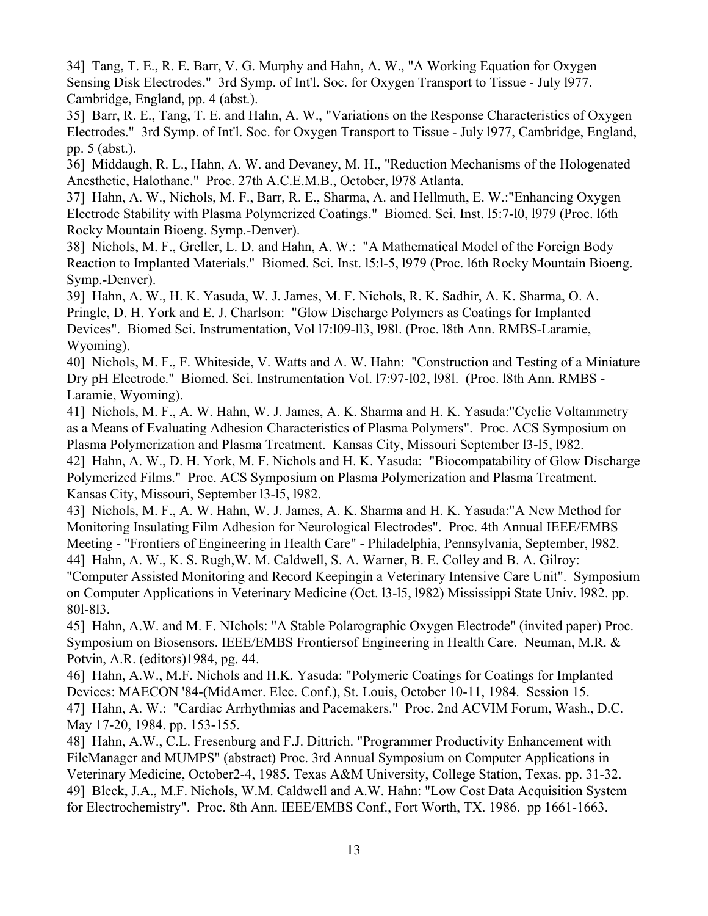34] Tang, T. E., R. E. Barr, V. G. Murphy and Hahn, A. W., "A Working Equation for Oxygen Sensing Disk Electrodes." 3rd Symp. of Int'l. Soc. for Oxygen Transport to Tissue - July l977. Cambridge, England, pp. 4 (abst.).

35] Barr, R. E., Tang, T. E. and Hahn, A. W., "Variations on the Response Characteristics of Oxygen Electrodes." 3rd Symp. of Int'l. Soc. for Oxygen Transport to Tissue - July l977, Cambridge, England, pp. 5 (abst.).

36] Middaugh, R. L., Hahn, A. W. and Devaney, M. H., "Reduction Mechanisms of the Hologenated Anesthetic, Halothane." Proc. 27th A.C.E.M.B., October, l978 Atlanta.

37] Hahn, A. W., Nichols, M. F., Barr, R. E., Sharma, A. and Hellmuth, E. W.:"Enhancing Oxygen Electrode Stability with Plasma Polymerized Coatings." Biomed. Sci. Inst. l5:7-l0, l979 (Proc. l6th Rocky Mountain Bioeng. Symp.-Denver).

38] Nichols, M. F., Greller, L. D. and Hahn, A. W.: "A Mathematical Model of the Foreign Body Reaction to Implanted Materials." Biomed. Sci. Inst. l5:l-5, l979 (Proc. l6th Rocky Mountain Bioeng. Symp.-Denver).

39] Hahn, A. W., H. K. Yasuda, W. J. James, M. F. Nichols, R. K. Sadhir, A. K. Sharma, O. A. Pringle, D. H. York and E. J. Charlson: "Glow Discharge Polymers as Coatings for Implanted Devices". Biomed Sci. Instrumentation, Vol l7:l09-ll3, l98l. (Proc. l8th Ann. RMBS-Laramie, Wyoming).

40] Nichols, M. F., F. Whiteside, V. Watts and A. W. Hahn: "Construction and Testing of a Miniature Dry pH Electrode." Biomed. Sci. Instrumentation Vol. l7:97-l02, l98l. (Proc. l8th Ann. RMBS - Laramie, Wyoming).

41] Nichols, M. F., A. W. Hahn, W. J. James, A. K. Sharma and H. K. Yasuda:"Cyclic Voltammetry as a Means of Evaluating Adhesion Characteristics of Plasma Polymers". Proc. ACS Symposium on Plasma Polymerization and Plasma Treatment. Kansas City, Missouri September l3-l5, l982.

42] Hahn, A. W., D. H. York, M. F. Nichols and H. K. Yasuda: "Biocompatability of Glow Discharge Polymerized Films." Proc. ACS Symposium on Plasma Polymerization and Plasma Treatment. Kansas City, Missouri, September l3-l5, l982.

43] Nichols, M. F., A. W. Hahn, W. J. James, A. K. Sharma and H. K. Yasuda:"A New Method for Monitoring Insulating Film Adhesion for Neurological Electrodes". Proc. 4th Annual IEEE/EMBS Meeting - "Frontiers of Engineering in Health Care" - Philadelphia, Pennsylvania, September, l982.

44] Hahn, A. W., K. S. Rugh,W. M. Caldwell, S. A. Warner, B. E. Colley and B. A. Gilroy: "Computer Assisted Monitoring and Record Keepingin a Veterinary Intensive Care Unit". Symposium on Computer Applications in Veterinary Medicine (Oct. l3-l5, l982) Mississippi State Univ. l982. pp. 80l-8l3.

45] Hahn, A.W. and M. F. NIchols: "A Stable Polarographic Oxygen Electrode" (invited paper) Proc. Symposium on Biosensors. IEEE/EMBS Frontiersof Engineering in Health Care. Neuman, M.R. & Potvin, A.R. (editors)1984, pg. 44.

46] Hahn, A.W., M.F. Nichols and H.K. Yasuda: "Polymeric Coatings for Coatings for Implanted Devices: MAECON '84-(MidAmer. Elec. Conf.), St. Louis, October 10-11, 1984. Session 15.

47] Hahn, A. W.: "Cardiac Arrhythmias and Pacemakers." Proc. 2nd ACVIM Forum, Wash., D.C. May 17-20, 1984. pp. 153-155.

48] Hahn, A.W., C.L. Fresenburg and F.J. Dittrich. "Programmer Productivity Enhancement with FileManager and MUMPS" (abstract) Proc. 3rd Annual Symposium on Computer Applications in Veterinary Medicine, October2-4, 1985. Texas A&M University, College Station, Texas. pp. 31-32.

49] Bleck, J.A., M.F. Nichols, W.M. Caldwell and A.W. Hahn: "Low Cost Data Acquisition System for Electrochemistry". Proc. 8th Ann. IEEE/EMBS Conf., Fort Worth, TX. 1986. pp 1661-1663.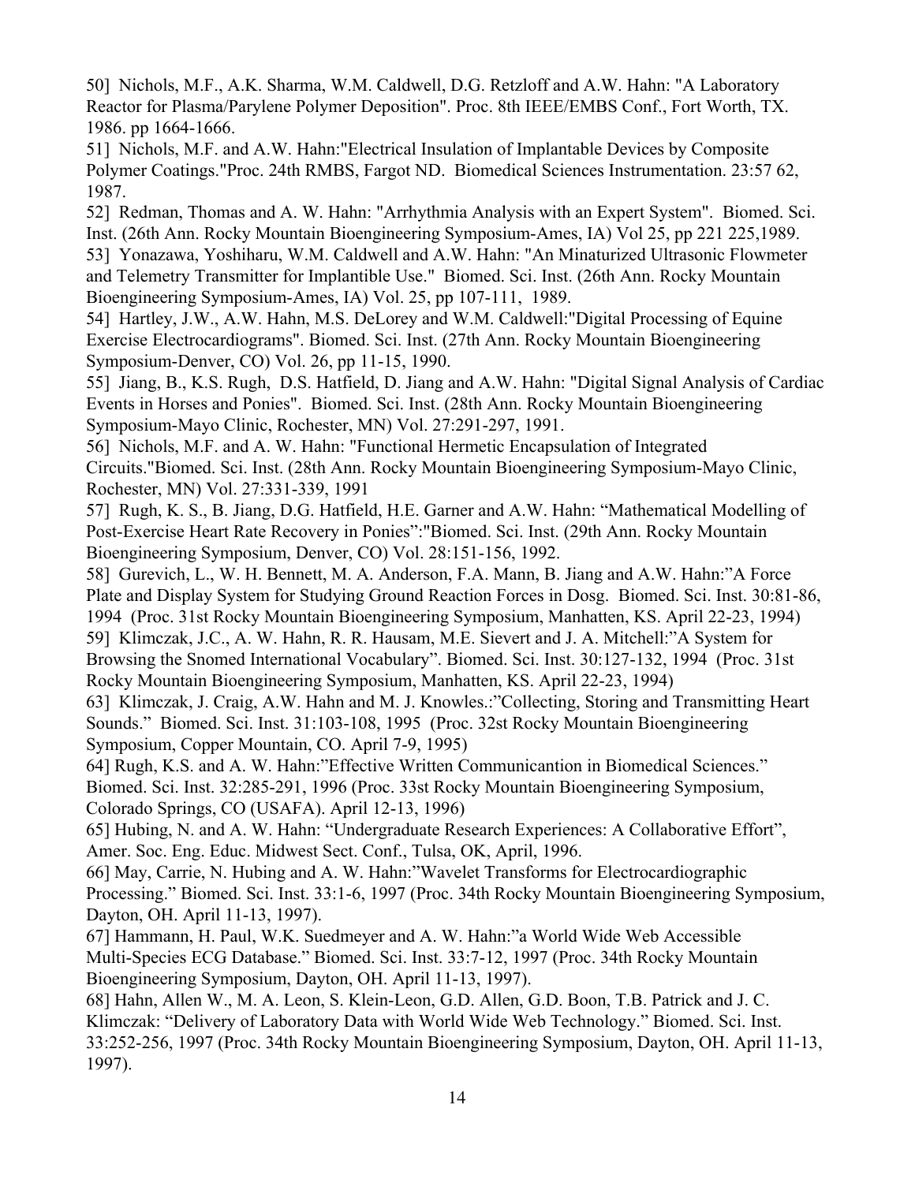50]  Nichols, M.F., A.K. Sharma, W.M. Caldwell, D.G. Retzloff and A.W. Hahn: "A Laboratory Reactor for Plasma/Parylene Polymer Deposition". Proc. 8th IEEE/EMBS Conf., Fort Worth, TX. 1986. pp 1664-1666.

51]  Nichols, M.F. and A.W. Hahn:"Electrical Insulation of Implantable Devices by Composite Polymer Coatings."Proc. 24th RMBS, Fargot ND.  Biomedical Sciences Instrumentation. 23:57 62, 1987.

52]  Redman, Thomas and A. W. Hahn: "Arrhythmia Analysis with an Expert System".  Biomed. Sci. Inst. (26th Ann. Rocky Mountain Bioengineering Symposium-Ames, IA) Vol 25, pp 221 225,1989.

53]  Yonazawa, Yoshiharu, W.M. Caldwell and A.W. Hahn: "An Minaturized Ultrasonic Flowmeter and Telemetry Transmitter for Implantible Use."  Biomed. Sci. Inst. (26th Ann. Rocky Mountain Bioengineering Symposium-Ames, IA) Vol. 25, pp 107-111,  1989.

54]  Hartley, J.W., A.W. Hahn, M.S. DeLorey and W.M. Caldwell:"Digital Processing of Equine Exercise Electrocardiograms". Biomed. Sci. Inst. (27th Ann. Rocky Mountain Bioengineering Symposium-Denver, CO) Vol. 26, pp 11-15, 1990.

55]  Jiang, B., K.S. Rugh,  D.S. Hatfield, D. Jiang and A.W. Hahn: "Digital Signal Analysis of Cardiac Events in Horses and Ponies".  Biomed. Sci. Inst. (28th Ann. Rocky Mountain Bioengineering Symposium-Mayo Clinic, Rochester, MN) Vol. 27:291-297, 1991.

56]  Nichols, M.F. and A. W. Hahn: "Functional Hermetic Encapsulation of Integrated Circuits."Biomed. Sci. Inst. (28th Ann. Rocky Mountain Bioengineering Symposium-Mayo Clinic, Rochester, MN) Vol. 27:331-339, 1991

57]  Rugh, K. S., B. Jiang, D.G. Hatfield, H.E. Garner and A.W. Hahn: "Mathematical Modelling of Post-Exercise Heart Rate Recovery in Ponies":"Biomed. Sci. Inst. (29th Ann. Rocky Mountain Bioengineering Symposium, Denver, CO) Vol. 28:151-156, 1992.

58]  Gurevich, L., W. H. Bennett, M. A. Anderson, F.A. Mann, B. Jiang and A.W. Hahn:"A Force Plate and Display System for Studying Ground Reaction Forces in Dosg.  Biomed. Sci. Inst. 30:81-86, 1994  (Proc. 31st Rocky Mountain Bioengineering Symposium, Manhatten, KS. April 22-23, 1994)

59]  Klimczak, J.C., A. W. Hahn, R. R. Hausam, M.E. Sievert and J. A. Mitchell:"A System for Browsing the Snomed International Vocabulary". Biomed. Sci. Inst. 30:127-132, 1994  (Proc. 31st Rocky Mountain Bioengineering Symposium, Manhatten, KS. April 22-23, 1994)

63]  Klimczak, J. Craig, A.W. Hahn and M. J. Knowles.:"Collecting, Storing and Transmitting Heart Sounds."  Biomed. Sci. Inst. 31:103-108, 1995  (Proc. 32st Rocky Mountain Bioengineering Symposium, Copper Mountain, CO. April 7-9, 1995)

64] Rugh, K.S. and A. W. Hahn:"Effective Written Communicantion in Biomedical Sciences." Biomed. Sci. Inst. 32:285-291, 1996 (Proc. 33st Rocky Mountain Bioengineering Symposium, Colorado Springs, CO (USAFA). April 12-13, 1996)

65] Hubing, N. and A. W. Hahn: "Undergraduate Research Experiences: A Collaborative Effort", Amer. Soc. Eng. Educ. Midwest Sect. Conf., Tulsa, OK, April, 1996.

66] May, Carrie, N. Hubing and A. W. Hahn:"Wavelet Transforms for Electrocardiographic Processing." Biomed. Sci. Inst. 33:1-6, 1997 (Proc. 34th Rocky Mountain Bioengineering Symposium, Dayton, OH. April 11-13, 1997).

67] Hammann, H. Paul, W.K. Suedmeyer and A. W. Hahn:"a World Wide Web Accessible Multi-Species ECG Database." Biomed. Sci. Inst. 33:7-12, 1997 (Proc. 34th Rocky Mountain Bioengineering Symposium, Dayton, OH. April 11-13, 1997).

68] Hahn, Allen W., M. A. Leon, S. Klein-Leon, G.D. Allen, G.D. Boon, T.B. Patrick and J. C. Klimczak: "Delivery of Laboratory Data with World Wide Web Technology." Biomed. Sci. Inst. 33:252-256, 1997 (Proc. 34th Rocky Mountain Bioengineering Symposium, Dayton, OH. April 11-13, 1997).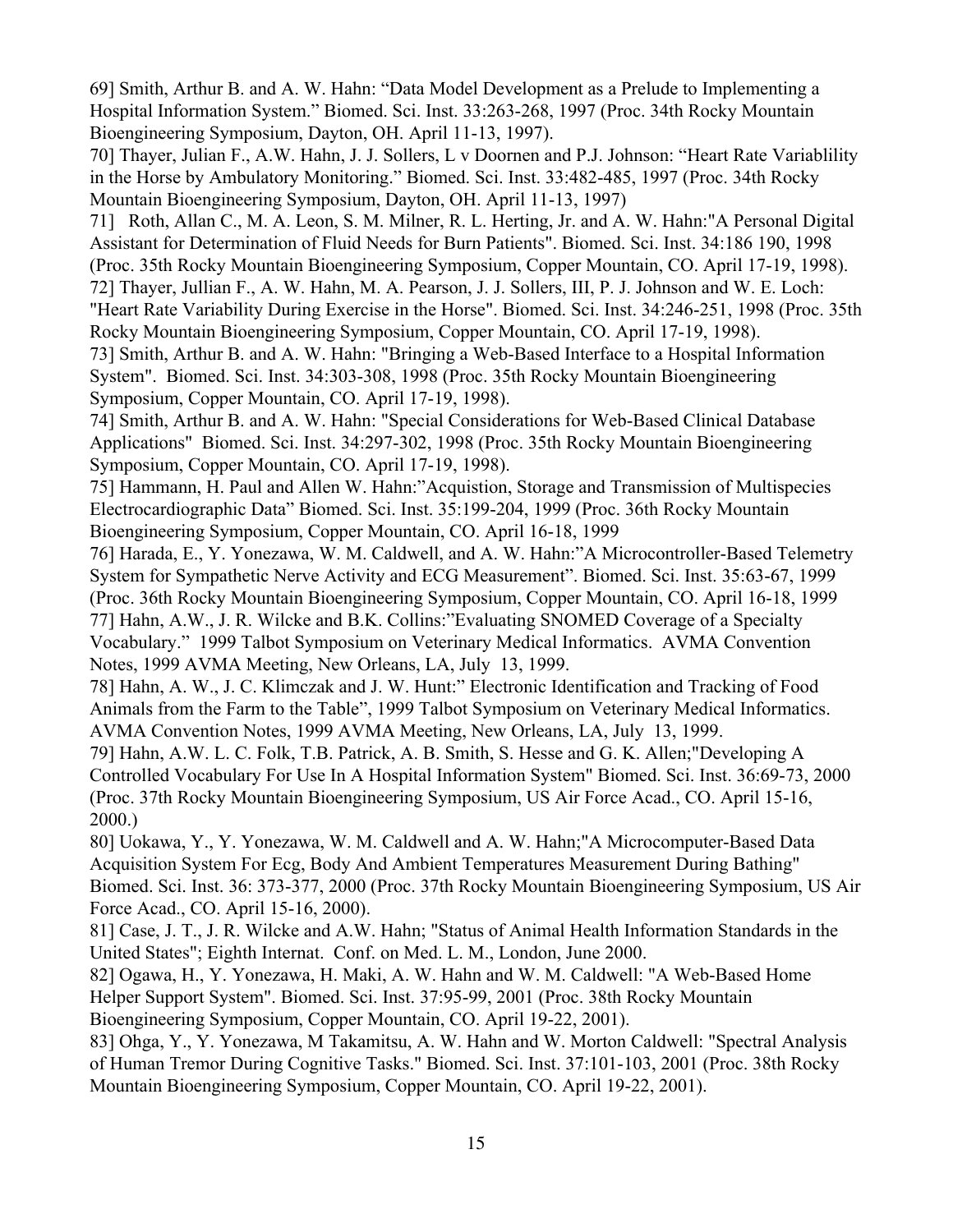69] Smith, Arthur B. and A. W. Hahn: “Data Model Development as a Prelude to Implementing a Hospital Information System.” Biomed. Sci. Inst. 33:263-268, 1997 (Proc. 34th Rocky Mountain Bioengineering Symposium, Dayton, OH. April 11-13, 1997).

70] Thayer, Julian F., A.W. Hahn, J. J. Sollers, L v Doornen and P.J. Johnson: “Heart Rate Variablility in the Horse by Ambulatory Monitoring.” Biomed. Sci. Inst. 33:482-485, 1997 (Proc. 34th Rocky Mountain Bioengineering Symposium, Dayton, OH. April 11-13, 1997)

71] Roth, Allan C., M. A. Leon, S. M. Milner, R. L. Herting, Jr. and A. W. Hahn:"A Personal Digital Assistant for Determination of Fluid Needs for Burn Patients". Biomed. Sci. Inst. 34:186 190, 1998 (Proc. 35th Rocky Mountain Bioengineering Symposium, Copper Mountain, CO. April 17-19, 1998).

72] Thayer, Jullian F., A. W. Hahn, M. A. Pearson, J. J. Sollers, III, P. J. Johnson and W. E. Loch: "Heart Rate Variability During Exercise in the Horse". Biomed. Sci. Inst. 34:246-251, 1998 (Proc. 35th Rocky Mountain Bioengineering Symposium, Copper Mountain, CO. April 17-19, 1998).

73] Smith, Arthur B. and A. W. Hahn: "Bringing a Web-Based Interface to a Hospital Information System". Biomed. Sci. Inst. 34:303-308, 1998 (Proc. 35th Rocky Mountain Bioengineering Symposium, Copper Mountain, CO. April 17-19, 1998).

74] Smith, Arthur B. and A. W. Hahn: "Special Considerations for Web-Based Clinical Database Applications" Biomed. Sci. Inst. 34:297-302, 1998 (Proc. 35th Rocky Mountain Bioengineering Symposium, Copper Mountain, CO. April 17-19, 1998).

75] Hammann, H. Paul and Allen W. Hahn:”Acquistion, Storage and Transmission of Multispecies Electrocardiographic Data” Biomed. Sci. Inst. 35:199-204, 1999 (Proc. 36th Rocky Mountain Bioengineering Symposium, Copper Mountain, CO. April 16-18, 1999

76] Harada, E., Y. Yonezawa, W. M. Caldwell, and A. W. Hahn:”A Microcontroller-Based Telemetry System for Sympathetic Nerve Activity and ECG Measurement”. Biomed. Sci. Inst. 35:63-67, 1999 (Proc. 36th Rocky Mountain Bioengineering Symposium, Copper Mountain, CO. April 16-18, 1999

77] Hahn, A.W., J. R. Wilcke and B.K. Collins:”Evaluating SNOMED Coverage of a Specialty Vocabulary.” 1999 Talbot Symposium on Veterinary Medical Informatics. AVMA Convention Notes, 1999 AVMA Meeting, New Orleans, LA, July 13, 1999.

78] Hahn, A. W., J. C. Klimczak and J. W. Hunt:” Electronic Identification and Tracking of Food Animals from the Farm to the Table”, 1999 Talbot Symposium on Veterinary Medical Informatics. AVMA Convention Notes, 1999 AVMA Meeting, New Orleans, LA, July 13, 1999.

79] Hahn, A.W. L. C. Folk, T.B. Patrick, A. B. Smith, S. Hesse and G. K. Allen;"Developing A Controlled Vocabulary For Use In A Hospital Information System" Biomed. Sci. Inst. 36:69-73, 2000 (Proc. 37th Rocky Mountain Bioengineering Symposium, US Air Force Acad., CO. April 15-16, 2000.)

80] Uokawa, Y., Y. Yonezawa, W. M. Caldwell and A. W. Hahn;"A Microcomputer-Based Data Acquisition System For Ecg, Body And Ambient Temperatures Measurement During Bathing" Biomed. Sci. Inst. 36: 373-377, 2000 (Proc. 37th Rocky Mountain Bioengineering Symposium, US Air Force Acad., CO. April 15-16, 2000).

81] Case, J. T., J. R. Wilcke and A.W. Hahn; "Status of Animal Health Information Standards in the United States"; Eighth Internat. Conf. on Med. L. M., London, June 2000.

82] Ogawa, H., Y. Yonezawa, H. Maki, A. W. Hahn and W. M. Caldwell: "A Web-Based Home Helper Support System". Biomed. Sci. Inst. 37:95-99, 2001 (Proc. 38th Rocky Mountain Bioengineering Symposium, Copper Mountain, CO. April 19-22, 2001).

83] Ohga, Y., Y. Yonezawa, M Takamitsu, A. W. Hahn and W. Morton Caldwell: "Spectral Analysis of Human Tremor During Cognitive Tasks." Biomed. Sci. Inst. 37:101-103, 2001 (Proc. 38th Rocky Mountain Bioengineering Symposium, Copper Mountain, CO. April 19-22, 2001).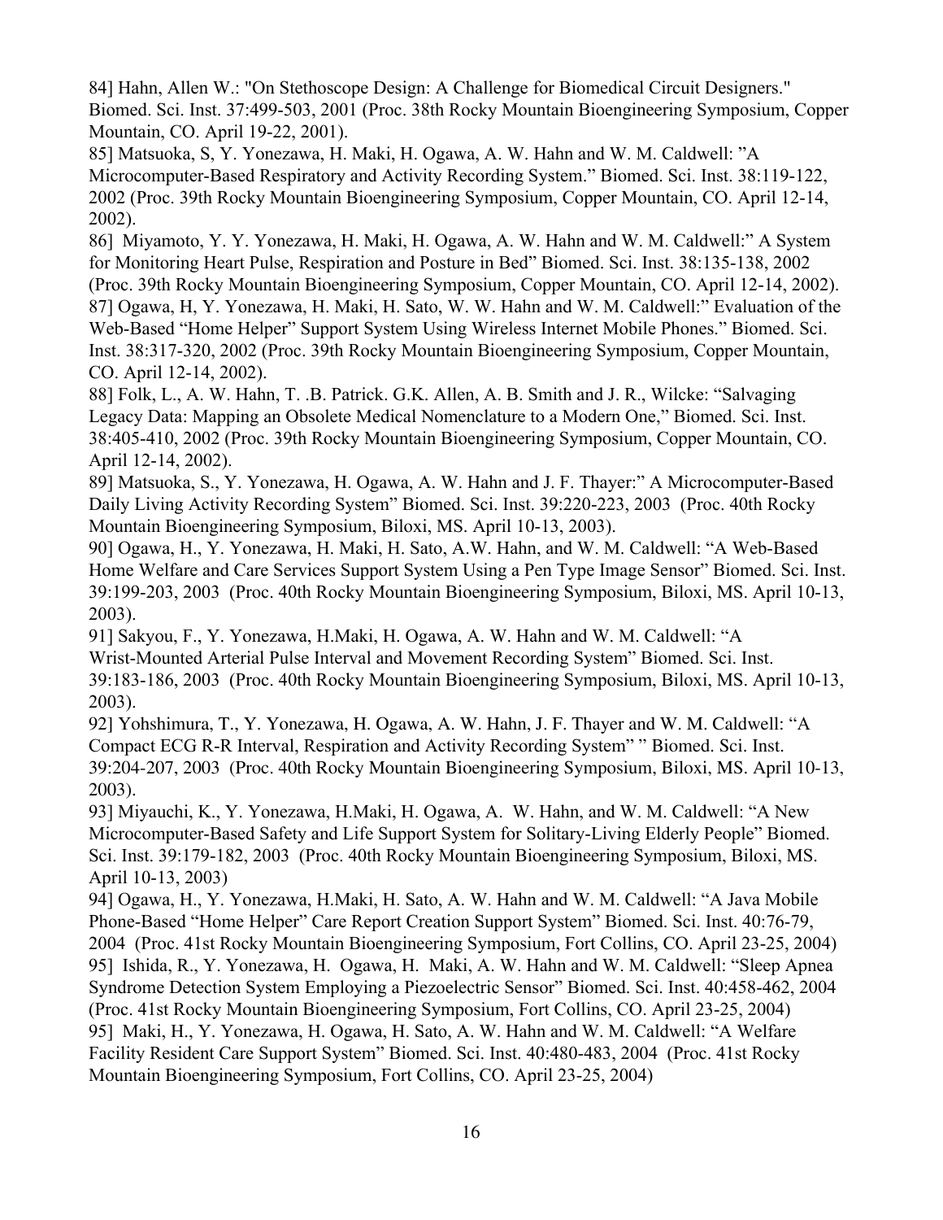84] Hahn, Allen W.: "On Stethoscope Design: A Challenge for Biomedical Circuit Designers." Biomed. Sci. Inst. 37:499-503, 2001 (Proc. 38th Rocky Mountain Bioengineering Symposium, Copper Mountain, CO. April 19-22, 2001).

85] Matsuoka, S, Y. Yonezawa, H. Maki, H. Ogawa, A. W. Hahn and W. M. Caldwell: "A Microcomputer-Based Respiratory and Activity Recording System." Biomed. Sci. Inst. 38:119-122, 2002 (Proc. 39th Rocky Mountain Bioengineering Symposium, Copper Mountain, CO. April 12-14, 2002).

86] Miyamoto, Y. Y. Yonezawa, H. Maki, H. Ogawa, A. W. Hahn and W. M. Caldwell:" A System for Monitoring Heart Pulse, Respiration and Posture in Bed" Biomed. Sci. Inst. 38:135-138, 2002 (Proc. 39th Rocky Mountain Bioengineering Symposium, Copper Mountain, CO. April 12-14, 2002).

87] Ogawa, H, Y. Yonezawa, H. Maki, H. Sato, W. W. Hahn and W. M. Caldwell:" Evaluation of the Web-Based "Home Helper" Support System Using Wireless Internet Mobile Phones." Biomed. Sci. Inst. 38:317-320, 2002 (Proc. 39th Rocky Mountain Bioengineering Symposium, Copper Mountain, CO. April 12-14, 2002).

88] Folk, L., A. W. Hahn, T. .B. Patrick. G.K. Allen, A. B. Smith and J. R., Wilcke: "Salvaging Legacy Data: Mapping an Obsolete Medical Nomenclature to a Modern One," Biomed. Sci. Inst. 38:405-410, 2002 (Proc. 39th Rocky Mountain Bioengineering Symposium, Copper Mountain, CO. April 12-14, 2002).

89] Matsuoka, S., Y. Yonezawa, H. Ogawa, A. W. Hahn and J. F. Thayer:" A Microcomputer-Based Daily Living Activity Recording System" Biomed. Sci. Inst. 39:220-223, 2003 (Proc. 40th Rocky Mountain Bioengineering Symposium, Biloxi, MS. April 10-13, 2003).

90] Ogawa, H., Y. Yonezawa, H. Maki, H. Sato, A.W. Hahn, and W. M. Caldwell: "A Web-Based Home Welfare and Care Services Support System Using a Pen Type Image Sensor" Biomed. Sci. Inst. 39:199-203, 2003 (Proc. 40th Rocky Mountain Bioengineering Symposium, Biloxi, MS. April 10-13, 2003).

91] Sakyou, F., Y. Yonezawa, H.Maki, H. Ogawa, A. W. Hahn and W. M. Caldwell: "A Wrist-Mounted Arterial Pulse Interval and Movement Recording System" Biomed. Sci. Inst. 39:183-186, 2003 (Proc. 40th Rocky Mountain Bioengineering Symposium, Biloxi, MS. April 10-13, 2003).

92] Yohshimura, T., Y. Yonezawa, H. Ogawa, A. W. Hahn, J. F. Thayer and W. M. Caldwell: "A Compact ECG R-R Interval, Respiration and Activity Recording System" " Biomed. Sci. Inst. 39:204-207, 2003 (Proc. 40th Rocky Mountain Bioengineering Symposium, Biloxi, MS. April 10-13, 2003).

93] Miyauchi, K., Y. Yonezawa, H.Maki, H. Ogawa, A. W. Hahn, and W. M. Caldwell: "A New Microcomputer-Based Safety and Life Support System for Solitary-Living Elderly People" Biomed. Sci. Inst. 39:179-182, 2003 (Proc. 40th Rocky Mountain Bioengineering Symposium, Biloxi, MS. April 10-13, 2003)

94] Ogawa, H., Y. Yonezawa, H.Maki, H. Sato, A. W. Hahn and W. M. Caldwell: "A Java Mobile Phone-Based "Home Helper" Care Report Creation Support System" Biomed. Sci. Inst. 40:76-79, 2004 (Proc. 41st Rocky Mountain Bioengineering Symposium, Fort Collins, CO. April 23-25, 2004)

95] Ishida, R., Y. Yonezawa, H. Ogawa, H. Maki, A. W. Hahn and W. M. Caldwell: "Sleep Apnea Syndrome Detection System Employing a Piezoelectric Sensor" Biomed. Sci. Inst. 40:458-462, 2004 (Proc. 41st Rocky Mountain Bioengineering Symposium, Fort Collins, CO. April 23-25, 2004)

95] Maki, H., Y. Yonezawa, H. Ogawa, H. Sato, A. W. Hahn and W. M. Caldwell: "A Welfare Facility Resident Care Support System" Biomed. Sci. Inst. 40:480-483, 2004 (Proc. 41st Rocky Mountain Bioengineering Symposium, Fort Collins, CO. April 23-25, 2004)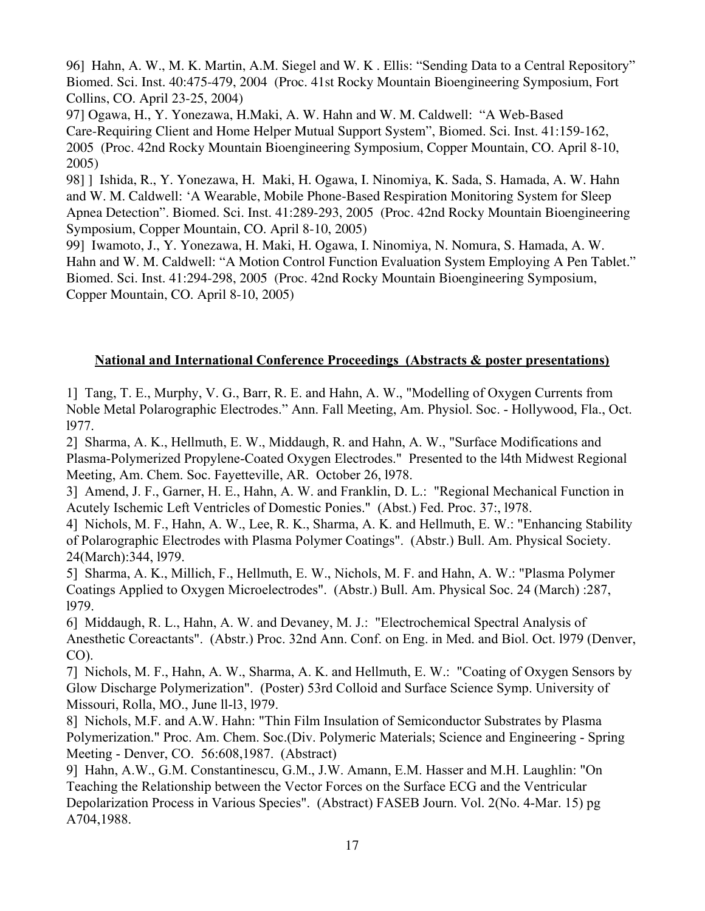96] Hahn, A. W., M. K. Martin, A.M. Siegel and W. K . Ellis: "Sending Data to a Central Repository" Biomed. Sci. Inst. 40:475-479, 2004 (Proc. 41st Rocky Mountain Bioengineering Symposium, Fort Collins, CO. April 23-25, 2004)

97] Ogawa, H., Y. Yonezawa, H.Maki, A. W. Hahn and W. M. Caldwell: "A Web-Based Care-Requiring Client and Home Helper Mutual Support System", Biomed. Sci. Inst. 41:159-162, 2005 (Proc. 42nd Rocky Mountain Bioengineering Symposium, Copper Mountain, CO. April 8-10, 2005)

98] ] Ishida, R., Y. Yonezawa, H. Maki, H. Ogawa, I. Ninomiya, K. Sada, S. Hamada, A. W. Hahn and W. M. Caldwell: 'A Wearable, Mobile Phone-Based Respiration Monitoring System for Sleep Apnea Detection". Biomed. Sci. Inst. 41:289-293, 2005 (Proc. 42nd Rocky Mountain Bioengineering Symposium, Copper Mountain, CO. April 8-10, 2005)

99] Iwamoto, J., Y. Yonezawa, H. Maki, H. Ogawa, I. Ninomiya, N. Nomura, S. Hamada, A. W. Hahn and W. M. Caldwell: "A Motion Control Function Evaluation System Employing A Pen Tablet." Biomed. Sci. Inst. 41:294-298, 2005 (Proc. 42nd Rocky Mountain Bioengineering Symposium, Copper Mountain, CO. April 8-10, 2005)

## **National and International Conference Proceedings (Abstracts & poster presentations)**

1] Tang, T. E., Murphy, V. G., Barr, R. E. and Hahn, A. W., "Modelling of Oxygen Currents from Noble Metal Polarographic Electrodes." Ann. Fall Meeting, Am. Physiol. Soc. - Hollywood, Fla., Oct. l977.

2] Sharma, A. K., Hellmuth, E. W., Middaugh, R. and Hahn, A. W., "Surface Modifications and Plasma-Polymerized Propylene-Coated Oxygen Electrodes." Presented to the l4th Midwest Regional Meeting, Am. Chem. Soc. Fayetteville, AR. October 26, l978.

3] Amend, J. F., Garner, H. E., Hahn, A. W. and Franklin, D. L.: "Regional Mechanical Function in Acutely Ischemic Left Ventricles of Domestic Ponies." (Abst.) Fed. Proc. 37:, l978.

4] Nichols, M. F., Hahn, A. W., Lee, R. K., Sharma, A. K. and Hellmuth, E. W.: "Enhancing Stability of Polarographic Electrodes with Plasma Polymer Coatings". (Abstr.) Bull. Am. Physical Society. 24(March):344, l979.

5] Sharma, A. K., Millich, F., Hellmuth, E. W., Nichols, M. F. and Hahn, A. W.: "Plasma Polymer Coatings Applied to Oxygen Microelectrodes". (Abstr.) Bull. Am. Physical Soc. 24 (March) :287, l979.

6] Middaugh, R. L., Hahn, A. W. and Devaney, M. J.: "Electrochemical Spectral Analysis of Anesthetic Coreactants". (Abstr.) Proc. 32nd Ann. Conf. on Eng. in Med. and Biol. Oct. l979 (Denver, CO).

7] Nichols, M. F., Hahn, A. W., Sharma, A. K. and Hellmuth, E. W.: "Coating of Oxygen Sensors by Glow Discharge Polymerization". (Poster) 53rd Colloid and Surface Science Symp. University of Missouri, Rolla, MO., June ll-l3, l979.

8] Nichols, M.F. and A.W. Hahn: "Thin Film Insulation of Semiconductor Substrates by Plasma Polymerization." Proc. Am. Chem. Soc.(Div. Polymeric Materials; Science and Engineering - Spring Meeting - Denver, CO. 56:608,1987. (Abstract)

9] Hahn, A.W., G.M. Constantinescu, G.M., J.W. Amann, E.M. Hasser and M.H. Laughlin: "On Teaching the Relationship between the Vector Forces on the Surface ECG and the Ventricular Depolarization Process in Various Species". (Abstract) FASEB Journ. Vol. 2(No. 4-Mar. 15) pg A704,1988.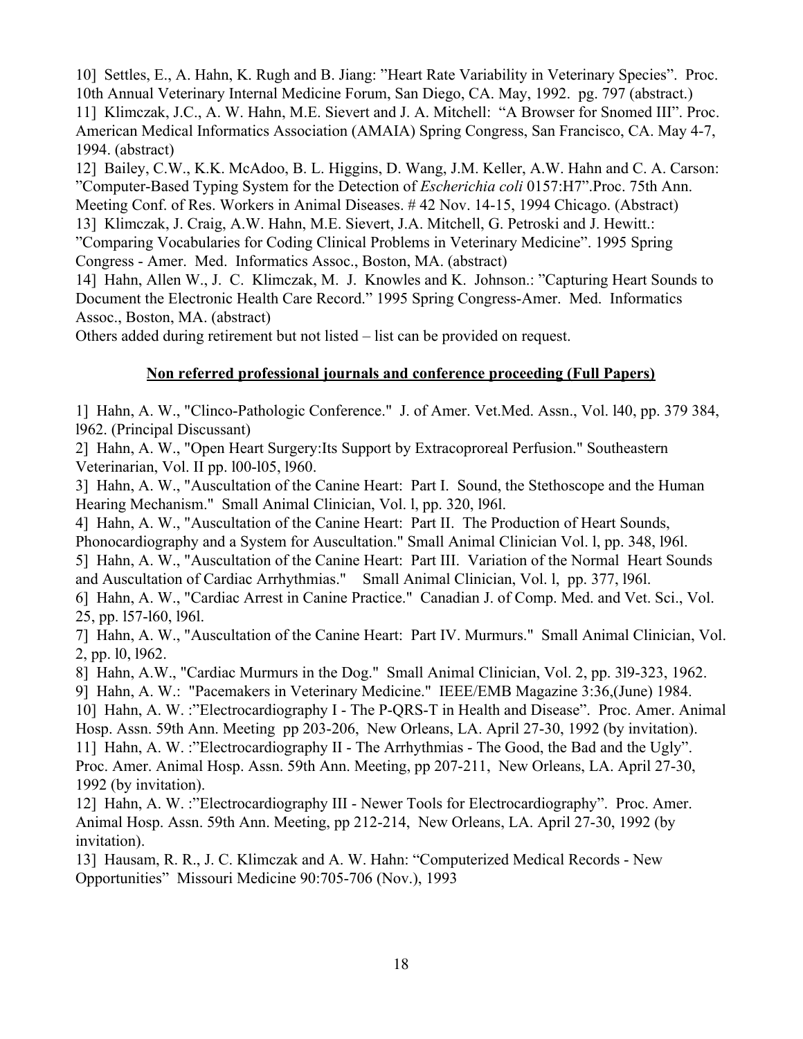10]  Settles, E., A. Hahn, K. Rugh and B. Jiang: "Heart Rate Variability in Veterinary Species". Proc. 10th Annual Veterinary Internal Medicine Forum, San Diego, CA. May, 1992.  pg. 797 (abstract.)

11]  Klimczak, J.C., A. W. Hahn, M.E. Sievert and J. A. Mitchell:  "A Browser for Snomed III". Proc. American Medical Informatics Association (AMAIA) Spring Congress, San Francisco, CA. May 4-7, 1994. (abstract)

12]  Bailey, C.W., K.K. McAdoo, B. L. Higgins, D. Wang, J.M. Keller, A.W. Hahn and C. A. Carson: "Computer-Based Typing System for the Detection of *Escherichia coli* 0157:H7".Proc. 75th Ann. Meeting Conf. of Res. Workers in Animal Diseases. # 42 Nov. 14-15, 1994 Chicago. (Abstract)

13]  Klimczak, J. Craig, A.W. Hahn, M.E. Sievert, J.A. Mitchell, G. Petroski and J. Hewitt.: "Comparing Vocabularies for Coding Clinical Problems in Veterinary Medicine". 1995 Spring Congress - Amer.  Med.  Informatics Assoc., Boston, MA. (abstract)

14]  Hahn, Allen W., J.  C.  Klimczak, M.  J.  Knowles and K.  Johnson.: "Capturing Heart Sounds to Document the Electronic Health Care Record." 1995 Spring Congress-Amer.  Med.  Informatics Assoc., Boston, MA. (abstract)

Others added during retirement but not listed – list can be provided on request.

## Non referred professional journals and conference proceeding (Full Papers)

1]  Hahn, A. W., "Clinco-Pathologic Conference."  J. of Amer. Vet.Med. Assn., Vol. l40, pp. 379 384, l962. (Principal Discussant)

2]  Hahn, A. W., "Open Heart Surgery:Its Support by Extracoproreal Perfusion." Southeastern Veterinarian, Vol. II pp. l00-l05, l960.

3]  Hahn, A. W., "Auscultation of the Canine Heart:  Part I.  Sound, the Stethoscope and the Human Hearing Mechanism."  Small Animal Clinician, Vol. l, pp. 320, l96l.

4]  Hahn, A. W., "Auscultation of the Canine Heart:  Part II.  The Production of Heart Sounds, Phonocardiography and a System for Auscultation." Small Animal Clinician Vol. l, pp. 348, l96l.

5]  Hahn, A. W., "Auscultation of the Canine Heart:  Part III.  Variation of the Normal  Heart Sounds and Auscultation of Cardiac Arrhythmias."    Small Animal Clinician, Vol. l,  pp. 377, l96l.

6]  Hahn, A. W., "Cardiac Arrest in Canine Practice."  Canadian J. of Comp. Med. and Vet. Sci., Vol. 25, pp. l57-l60, l96l.

7]  Hahn, A. W., "Auscultation of the Canine Heart:  Part IV. Murmurs."  Small Animal Clinician, Vol. 2, pp. l0, l962.

8]  Hahn, A.W., "Cardiac Murmurs in the Dog."  Small Animal Clinician, Vol. 2, pp. 3l9-323, 1962.

9]  Hahn, A. W.:  "Pacemakers in Veterinary Medicine."  IEEE/EMB Magazine 3:36,(June) 1984.

10]  Hahn, A. W. :"Electrocardiography I - The P-QRS-T in Health and Disease".  Proc. Amer. Animal Hosp. Assn. 59th Ann. Meeting  pp 203-206,  New Orleans, LA. April 27-30, 1992 (by invitation).

11]  Hahn, A. W. :"Electrocardiography II - The Arrhythmias - The Good, the Bad and the Ugly". Proc. Amer. Animal Hosp. Assn. 59th Ann. Meeting, pp 207-211,  New Orleans, LA. April 27-30, 1992 (by invitation).

12]  Hahn, A. W. :"Electrocardiography III - Newer Tools for Electrocardiography".  Proc. Amer. Animal Hosp. Assn. 59th Ann. Meeting, pp 212-214,  New Orleans, LA. April 27-30, 1992 (by invitation).

13]  Hausam, R. R., J. C. Klimczak and A. W. Hahn: "Computerized Medical Records - New Opportunities"  Missouri Medicine 90:705-706 (Nov.), 1993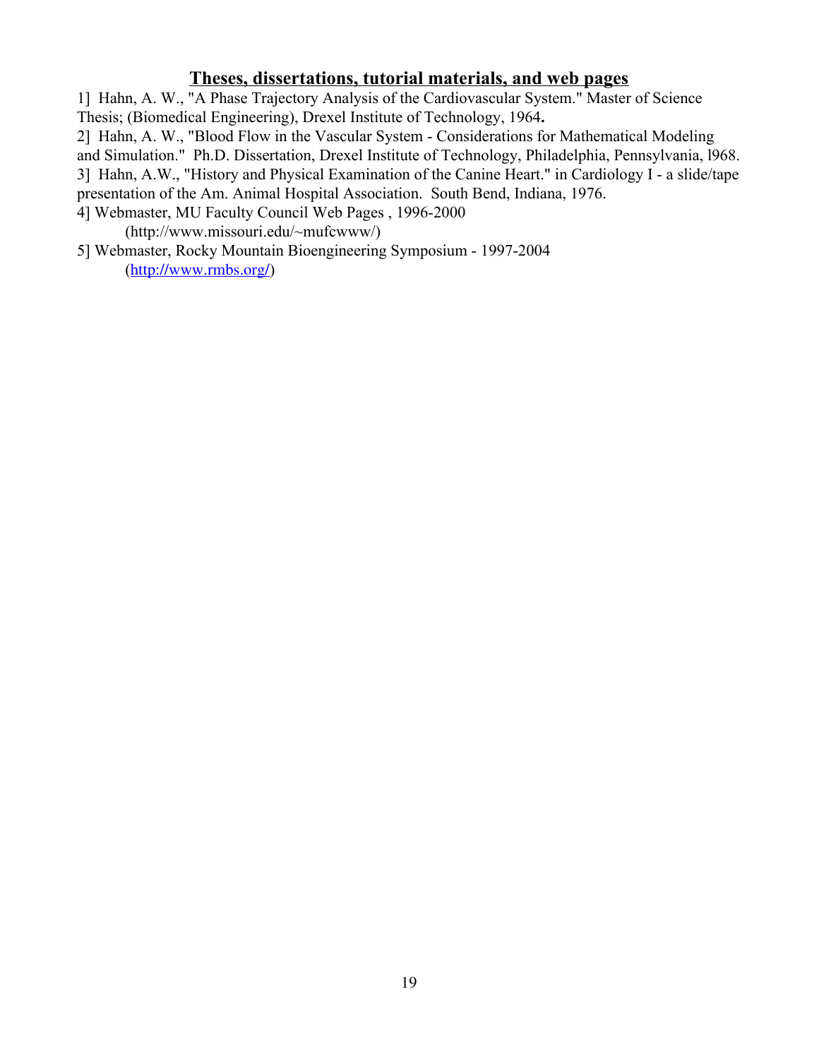## Theses, dissertations, tutorial materials, and web pages

1] Hahn, A. W., "A Phase Trajectory Analysis of the Cardiovascular System." Master of Science Thesis; (Biomedical Engineering), Drexel Institute of Technology, 1964**.**

2] Hahn, A. W., "Blood Flow in the Vascular System - Considerations for Mathematical Modeling and Simulation." Ph.D. Dissertation, Drexel Institute of Technology, Philadelphia, Pennsylvania, l968.

3] Hahn, A.W., "History and Physical Examination of the Canine Heart." in Cardiology I - a slide/tape presentation of the Am. Animal Hospital Association. South Bend, Indiana, 1976.

4] Webmaster, MU Faculty Council Web Pages , 1996-2000
(http://www.missouri.edu/~mufcwww/)

5] Webmaster, Rocky Mountain Bioengineering Symposium - 1997-2004
(http://www.rmbs.org/)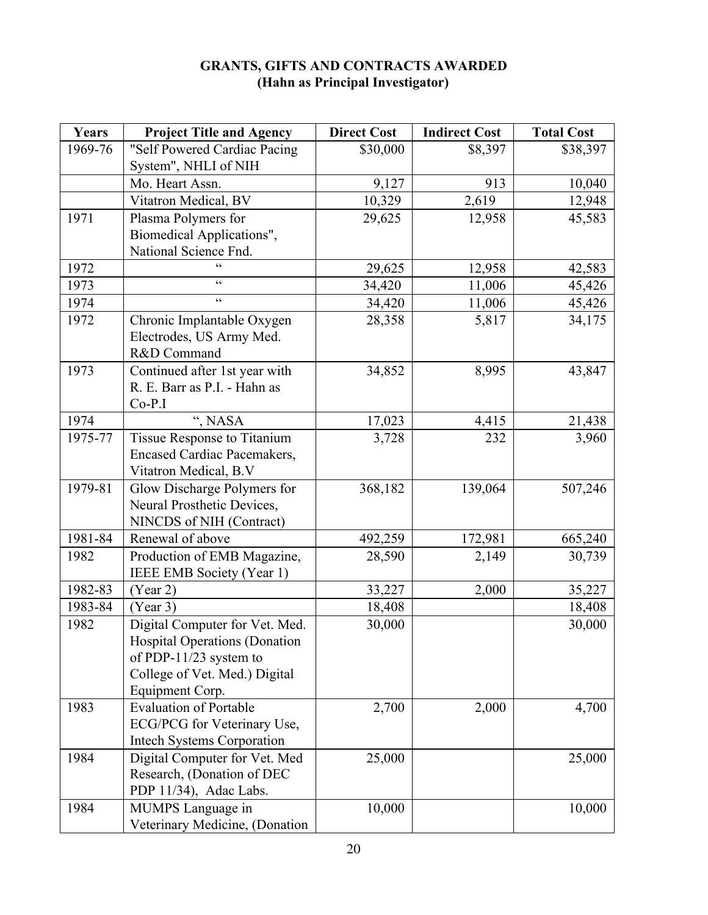**GRANTS, GIFTS AND CONTRACTS AWARDED**
**(Hahn as Principal Investigator)**

| Years | Project Title and Agency | Direct Cost | Indirect Cost | Total Cost |
|---|---|---|---|---|
| 1969-76 | "Self Powered Cardiac Pacing System", NHLI of NIH | $30,000 | $8,397 | $38,397 |
| | Mo. Heart Assn. | 9,127 | 913 | 10,040 |
| | Vitatron Medical, BV | 10,329 | 2,619 | 12,948 |
| 1971 | Plasma Polymers for Biomedical Applications", National Science Fnd. | 29,625 | 12,958 | 45,583 |
| 1972 | " | 29,625 | 12,958 | 42,583 |
| 1973 | " | 34,420 | 11,006 | 45,426 |
| 1974 | " | 34,420 | 11,006 | 45,426 |
| 1972 | Chronic Implantable Oxygen Electrodes, US Army Med. R&D Command | 28,358 | 5,817 | 34,175 |
| 1973 | Continued after 1st year with R. E. Barr as P.I. - Hahn as Co-P.I | 34,852 | 8,995 | 43,847 |
| 1974 | ", NASA | 17,023 | 4,415 | 21,438 |
| 1975-77 | Tissue Response to Titanium Encased Cardiac Pacemakers, Vitatron Medical, B.V | 3,728 | 232 | 3,960 |
| 1979-81 | Glow Discharge Polymers for Neural Prosthetic Devices, NINCDS of NIH (Contract) | 368,182 | 139,064 | 507,246 |
| 1981-84 | Renewal of above | 492,259 | 172,981 | 665,240 |
| 1982 | Production of EMB Magazine, IEEE EMB Society (Year 1) | 28,590 | 2,149 | 30,739 |
| 1982-83 | (Year 2) | 33,227 | 2,000 | 35,227 |
| 1983-84 | (Year 3) | 18,408 | | 18,408 |
| 1982 | Digital Computer for Vet. Med. Hospital Operations (Donation of PDP-11/23 system to College of Vet. Med.) Digital Equipment Corp. | 30,000 | | 30,000 |
| 1983 | Evaluation of Portable ECG/PCG for Veterinary Use, Intech Systems Corporation | 2,700 | 2,000 | 4,700 |
| 1984 | Digital Computer for Vet. Med Research, (Donation of DEC PDP 11/34), Adac Labs. | 25,000 | | 25,000 |
| 1984 | MUMPS Language in Veterinary Medicine, (Donation | 10,000 | | 10,000 |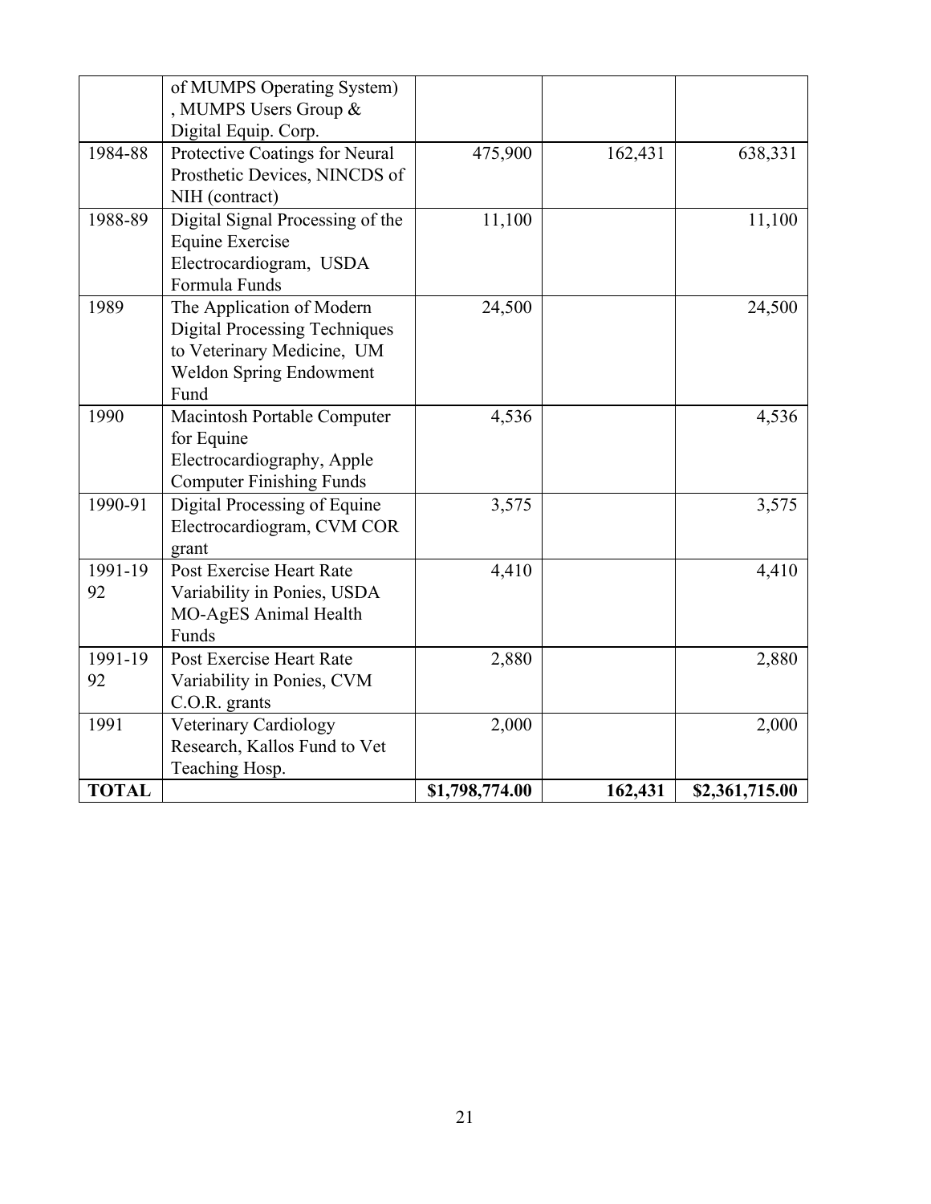| | | | | |
|---|---|---|---|---|
| | of MUMPS Operating System) , MUMPS Users Group & Digital Equip. Corp. | | | |
| 1984-88 | Protective Coatings for Neural Prosthetic Devices, NINCDS of NIH (contract) | 475,900 | 162,431 | 638,331 |
| 1988-89 | Digital Signal Processing of the Equine Exercise Electrocardiogram, USDA Formula Funds | 11,100 | | 11,100 |
| 1989 | The Application of Modern Digital Processing Techniques to Veterinary Medicine, UM Weldon Spring Endowment Fund | 24,500 | | 24,500 |
| 1990 | Macintosh Portable Computer for Equine Electrocardiography, Apple Computer Finishing Funds | 4,536 | | 4,536 |
| 1990-91 | Digital Processing of Equine Electrocardiogram, CVM COR grant | 3,575 | | 3,575 |
| 1991-1992 | Post Exercise Heart Rate Variability in Ponies, USDA MO-AgES Animal Health Funds | 4,410 | | 4,410 |
| 1991-1992 | Post Exercise Heart Rate Variability in Ponies, CVM C.O.R. grants | 2,880 | | 2,880 |
| 1991 | Veterinary Cardiology Research, Kallos Fund to Vet Teaching Hosp. | 2,000 | | 2,000 |
| **TOTAL** | | **$1,798,774.00** | **162,431** | **$2,361,715.00** |